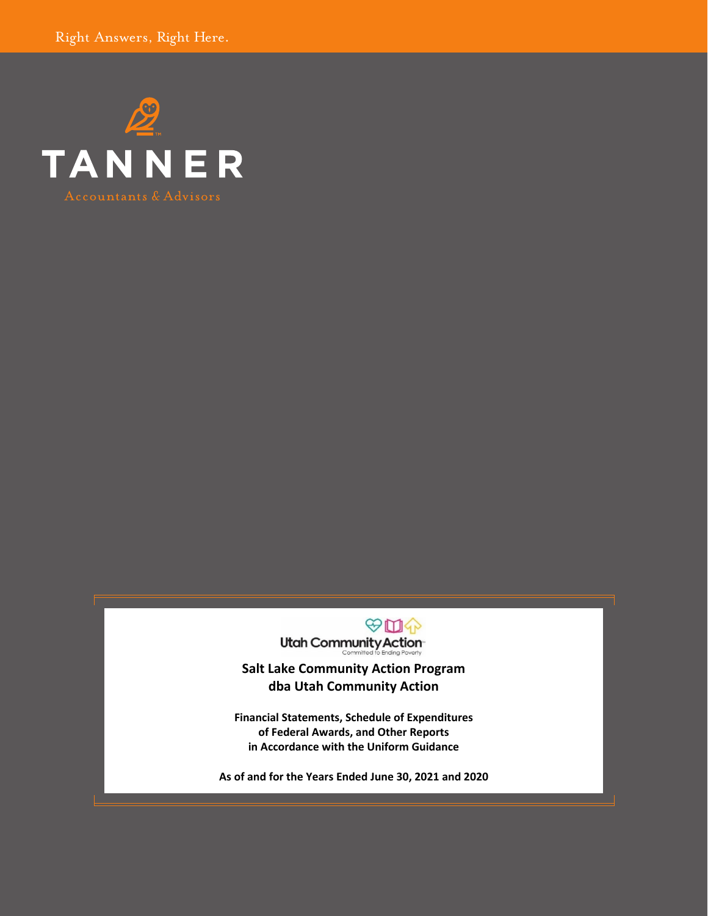Right Answers, Right Here.

TANNER

Accountants & Advisors

Utah Community Action

Committed to Ending Poverty

# Salt Lake Community Action Program dba Utah Community Action

**Financial Statements, Schedule of Expenditures of Federal Awards, and Other Reports in Accordance with the Uniform Guidance**

**As of and for the Years Ended June 30, 2021 and 2020**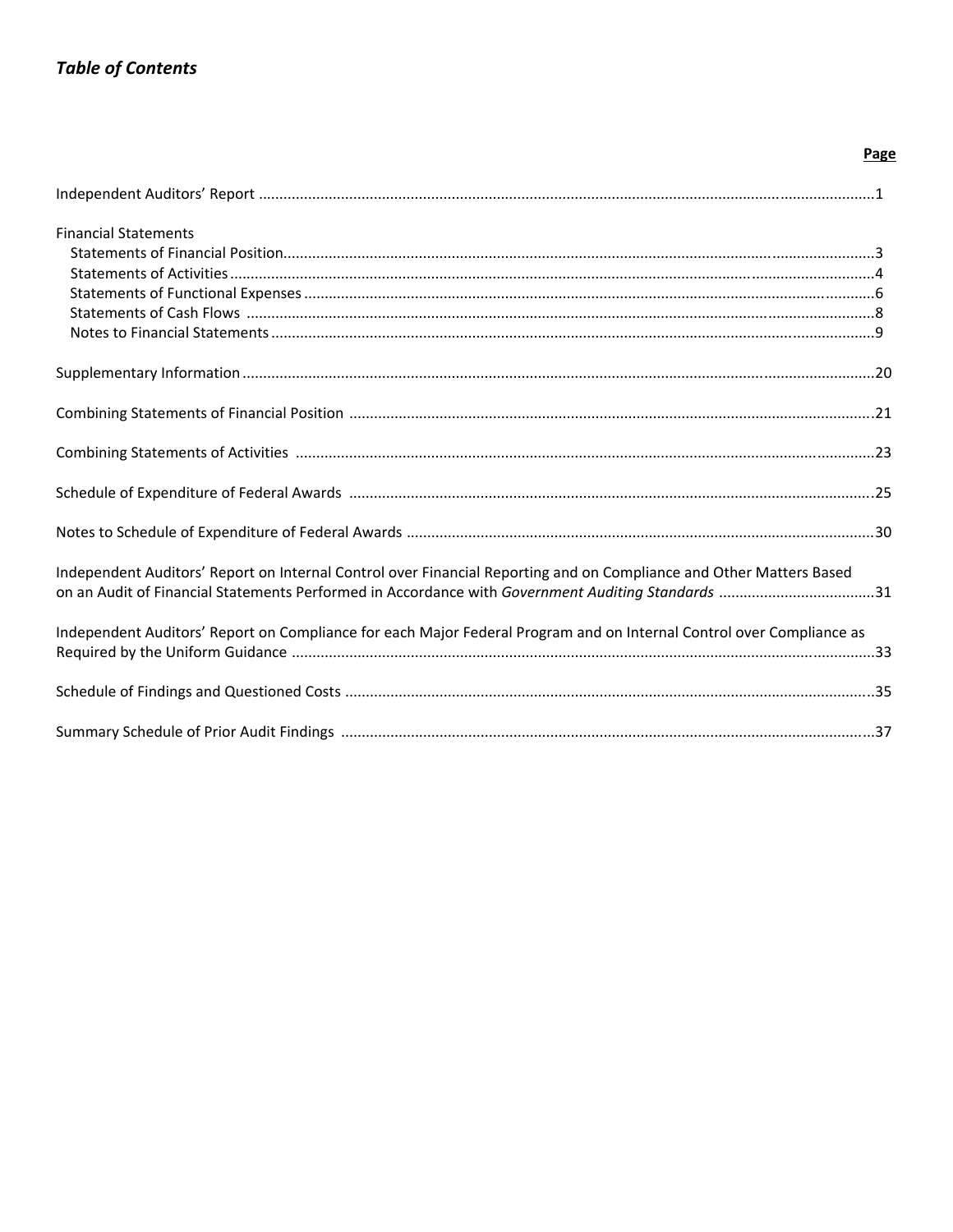# *Table of Contents*

| | Page |
|---|---|
| Independent Auditors' Report | 1 |
| Financial Statements | |
| Statements of Financial Position | 3 |
| Statements of Activities | 4 |
| Statements of Functional Expenses | 6 |
| Statements of Cash Flows | 8 |
| Notes to Financial Statements | 9 |
| Supplementary Information | 20 |
| Combining Statements of Financial Position | 21 |
| Combining Statements of Activities | 23 |
| Schedule of Expenditure of Federal Awards | 25 |
| Notes to Schedule of Expenditure of Federal Awards | 30 |
| Independent Auditors' Report on Internal Control over Financial Reporting and on Compliance and Other Matters Based on an Audit of Financial Statements Performed in Accordance with *Government Auditing Standards* | 31 |
| Independent Auditors' Report on Compliance for each Major Federal Program and on Internal Control over Compliance as Required by the Uniform Guidance | 33 |
| Schedule of Findings and Questioned Costs | 35 |
| Summary Schedule of Prior Audit Findings | 37 |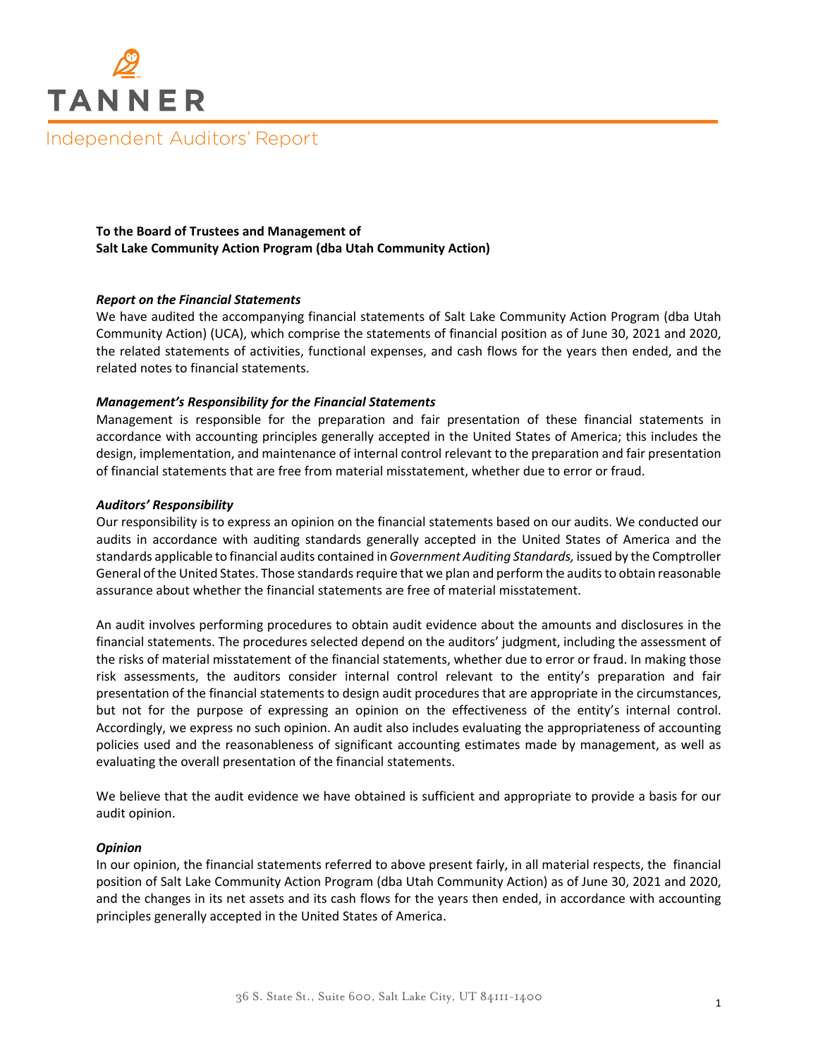# TANNER

## Independent Auditors' Report

**To the Board of Trustees and Management of**
**Salt Lake Community Action Program (dba Utah Community Action)**

***Report on the Financial Statements***
We have audited the accompanying financial statements of Salt Lake Community Action Program (dba Utah Community Action) (UCA), which comprise the statements of financial position as of June 30, 2021 and 2020, the related statements of activities, functional expenses, and cash flows for the years then ended, and the related notes to financial statements.

***Management's Responsibility for the Financial Statements***
Management is responsible for the preparation and fair presentation of these financial statements in accordance with accounting principles generally accepted in the United States of America; this includes the design, implementation, and maintenance of internal control relevant to the preparation and fair presentation of financial statements that are free from material misstatement, whether due to error or fraud.

***Auditors' Responsibility***
Our responsibility is to express an opinion on the financial statements based on our audits. We conducted our audits in accordance with auditing standards generally accepted in the United States of America and the standards applicable to financial audits contained in *Government Auditing Standards,* issued by the Comptroller General of the United States. Those standards require that we plan and perform the audits to obtain reasonable assurance about whether the financial statements are free of material misstatement.

An audit involves performing procedures to obtain audit evidence about the amounts and disclosures in the financial statements. The procedures selected depend on the auditors' judgment, including the assessment of the risks of material misstatement of the financial statements, whether due to error or fraud. In making those risk assessments, the auditors consider internal control relevant to the entity's preparation and fair presentation of the financial statements to design audit procedures that are appropriate in the circumstances, but not for the purpose of expressing an opinion on the effectiveness of the entity's internal control. Accordingly, we express no such opinion. An audit also includes evaluating the appropriateness of accounting policies used and the reasonableness of significant accounting estimates made by management, as well as evaluating the overall presentation of the financial statements.

We believe that the audit evidence we have obtained is sufficient and appropriate to provide a basis for our audit opinion.

***Opinion***
In our opinion, the financial statements referred to above present fairly, in all material respects, the financial position of Salt Lake Community Action Program (dba Utah Community Action) as of June 30, 2021 and 2020, and the changes in its net assets and its cash flows for the years then ended, in accordance with accounting principles generally accepted in the United States of America.

36 S. State St., Suite 600, Salt Lake City, UT 84111-1400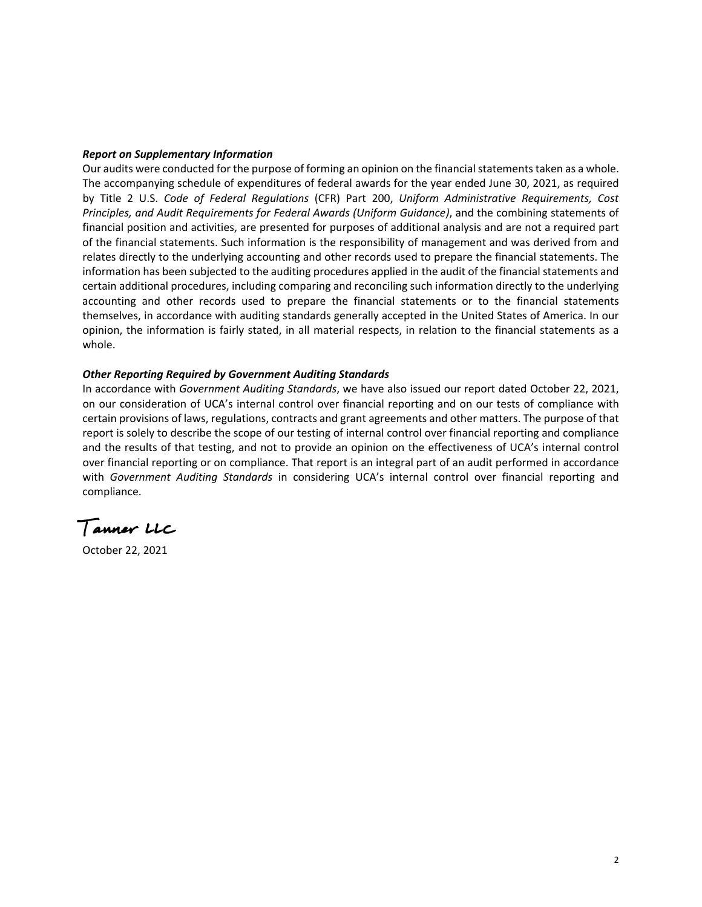***Report on Supplementary Information***

Our audits were conducted for the purpose of forming an opinion on the financial statements taken as a whole. The accompanying schedule of expenditures of federal awards for the year ended June 30, 2021, as required by Title 2 U.S. *Code of Federal Regulations* (CFR) Part 200, *Uniform Administrative Requirements, Cost Principles, and Audit Requirements for Federal Awards (Uniform Guidance)*, and the combining statements of financial position and activities, are presented for purposes of additional analysis and are not a required part of the financial statements. Such information is the responsibility of management and was derived from and relates directly to the underlying accounting and other records used to prepare the financial statements. The information has been subjected to the auditing procedures applied in the audit of the financial statements and certain additional procedures, including comparing and reconciling such information directly to the underlying accounting and other records used to prepare the financial statements or to the financial statements themselves, in accordance with auditing standards generally accepted in the United States of America. In our opinion, the information is fairly stated, in all material respects, in relation to the financial statements as a whole.

***Other Reporting Required by Government Auditing Standards***

In accordance with *Government Auditing Standards*, we have also issued our report dated October 22, 2021, on our consideration of UCA's internal control over financial reporting and on our tests of compliance with certain provisions of laws, regulations, contracts and grant agreements and other matters. The purpose of that report is solely to describe the scope of our testing of internal control over financial reporting and compliance and the results of that testing, and not to provide an opinion on the effectiveness of UCA's internal control over financial reporting or on compliance. That report is an integral part of an audit performed in accordance with *Government Auditing Standards* in considering UCA's internal control over financial reporting and compliance.

Tanner LLC

October 22, 2021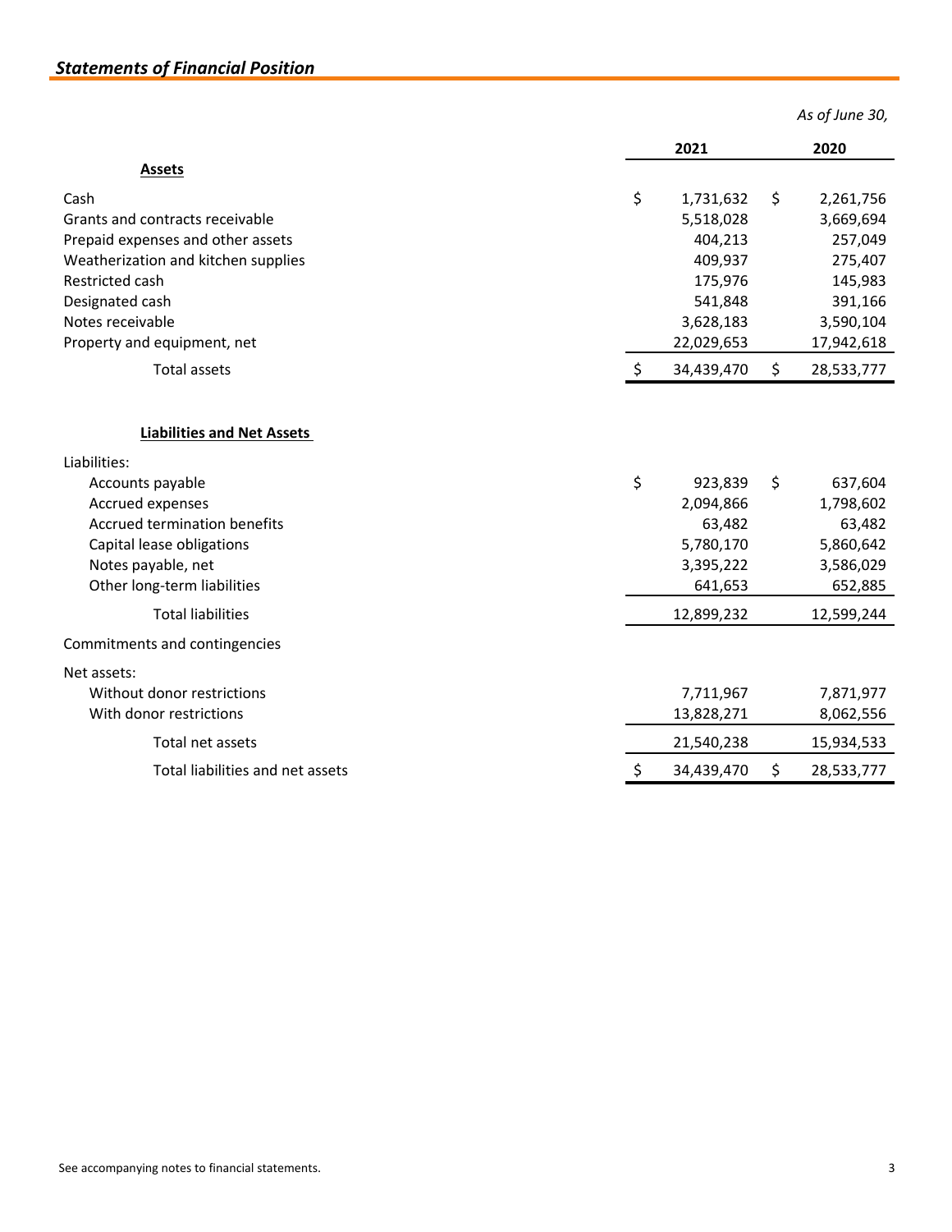## *Statements of Financial Position*

| | *As of June 30,* | |
|---|---|---|
| | **2021** | **2020** |
| **Assets** | | |
| Cash | $ 1,731,632 | $ 2,261,756 |
| Grants and contracts receivable | 5,518,028 | 3,669,694 |
| Prepaid expenses and other assets | 404,213 | 257,049 |
| Weatherization and kitchen supplies | 409,937 | 275,407 |
| Restricted cash | 175,976 | 145,983 |
| Designated cash | 541,848 | 391,166 |
| Notes receivable | 3,628,183 | 3,590,104 |
| Property and equipment, net | 22,029,653 | 17,942,618 |
| Total assets | $ 34,439,470 | $ 28,533,777 |
| | | |
| **Liabilities and Net Assets** | | |
| Liabilities: | | |
| Accounts payable | $ 923,839 | $ 637,604 |
| Accrued expenses | 2,094,866 | 1,798,602 |
| Accrued termination benefits | 63,482 | 63,482 |
| Capital lease obligations | 5,780,170 | 5,860,642 |
| Notes payable, net | 3,395,222 | 3,586,029 |
| Other long-term liabilities | 641,653 | 652,885 |
| Total liabilities | 12,899,232 | 12,599,244 |
| Commitments and contingencies | | |
| Net assets: | | |
| Without donor restrictions | 7,711,967 | 7,871,977 |
| With donor restrictions | 13,828,271 | 8,062,556 |
| Total net assets | 21,540,238 | 15,934,533 |
| Total liabilities and net assets | $ 34,439,470 | $ 28,533,777 |

See accompanying notes to financial statements.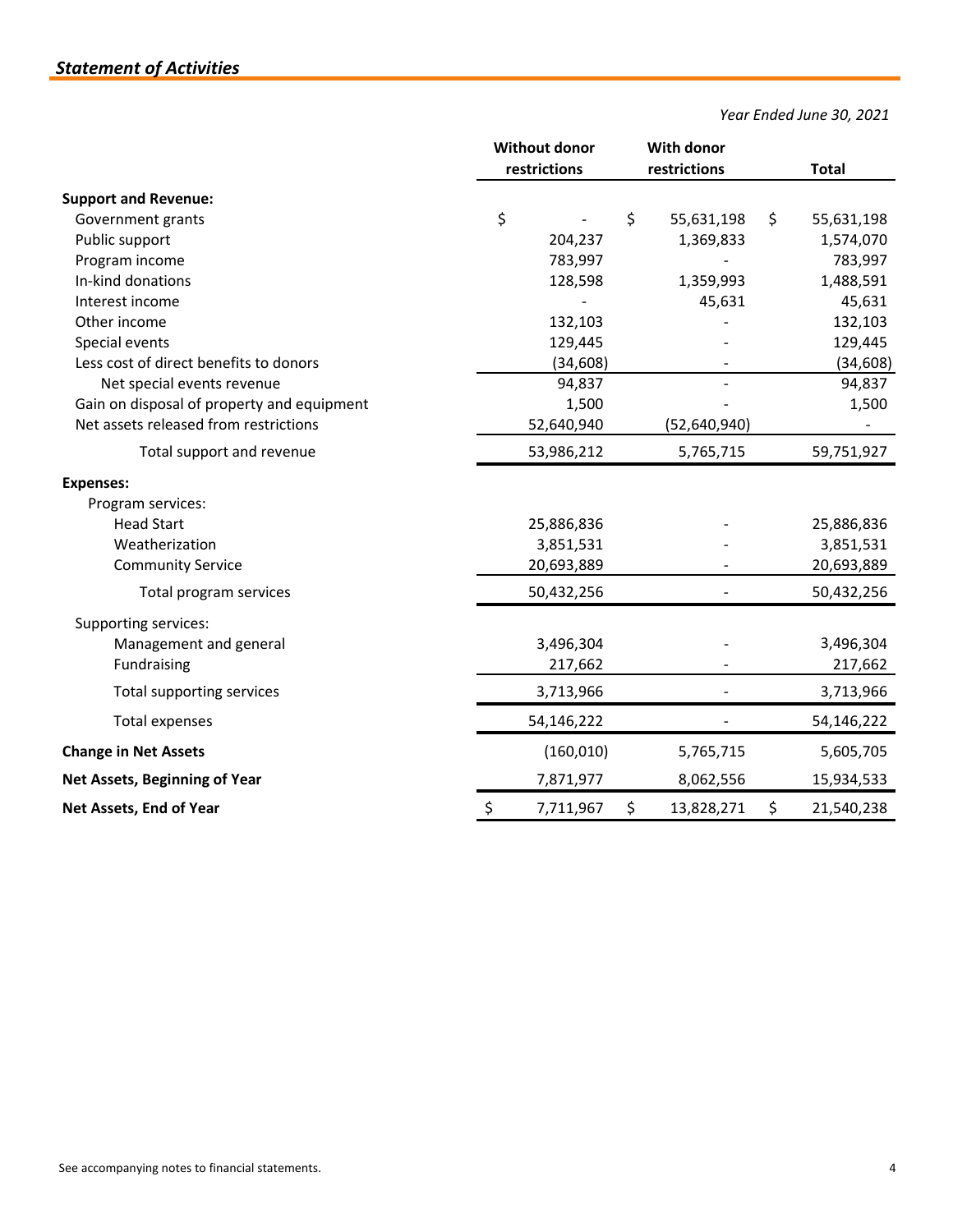## *Statement of Activities*

*Year Ended June 30, 2021*

| | Without donor restrictions | With donor restrictions | Total |
|---|---|---|---|
| **Support and Revenue:** | | | |
| Government grants | $ - | $ 55,631,198 | $ 55,631,198 |
| Public support | 204,237 | 1,369,833 | 1,574,070 |
| Program income | 783,997 | - | 783,997 |
| In-kind donations | 128,598 | 1,359,993 | 1,488,591 |
| Interest income | - | 45,631 | 45,631 |
| Other income | 132,103 | - | 132,103 |
| Special events | 129,445 | - | 129,445 |
| Less cost of direct benefits to donors | (34,608) | - | (34,608) |
| Net special events revenue | 94,837 | - | 94,837 |
| Gain on disposal of property and equipment | 1,500 | - | 1,500 |
| Net assets released from restrictions | 52,640,940 | (52,640,940) | - |
| Total support and revenue | 53,986,212 | 5,765,715 | 59,751,927 |
| **Expenses:** | | | |
| Program services: | | | |
| Head Start | 25,886,836 | - | 25,886,836 |
| Weatherization | 3,851,531 | - | 3,851,531 |
| Community Service | 20,693,889 | - | 20,693,889 |
| Total program services | 50,432,256 | - | 50,432,256 |
| Supporting services: | | | |
| Management and general | 3,496,304 | - | 3,496,304 |
| Fundraising | 217,662 | - | 217,662 |
| Total supporting services | 3,713,966 | - | 3,713,966 |
| Total expenses | 54,146,222 | - | 54,146,222 |
| **Change in Net Assets** | (160,010) | 5,765,715 | 5,605,705 |
| **Net Assets, Beginning of Year** | 7,871,977 | 8,062,556 | 15,934,533 |
| **Net Assets, End of Year** | $ 7,711,967 | $ 13,828,271 | $ 21,540,238 |

See accompanying notes to financial statements.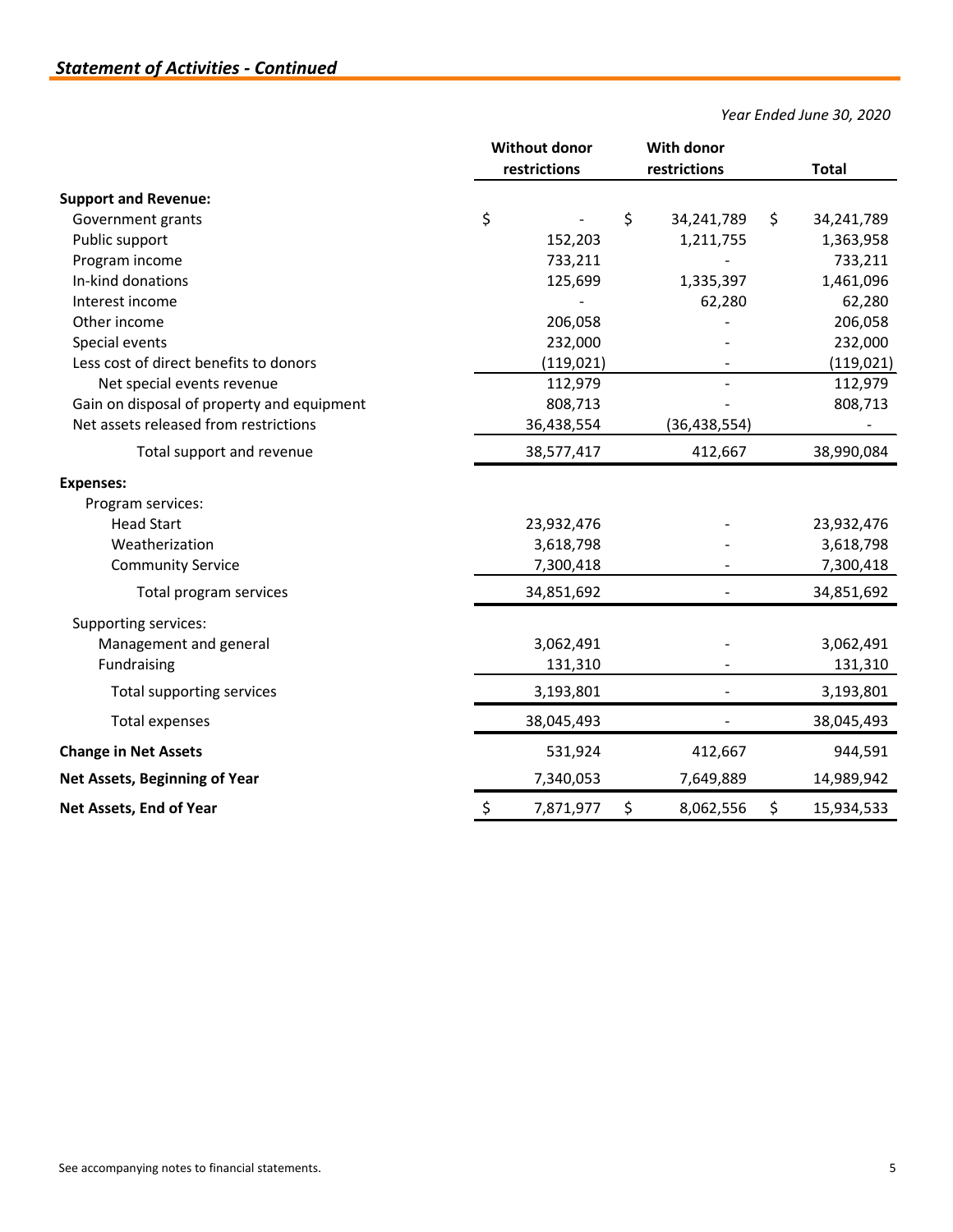## *Statement of Activities - Continued*

*Year Ended June 30, 2020*

| | Without donor restrictions | With donor restrictions | Total |
|---|---|---|---|
| **Support and Revenue:** | | | |
| Government grants | $ - | $ 34,241,789 | $ 34,241,789 |
| Public support | 152,203 | 1,211,755 | 1,363,958 |
| Program income | 733,211 | - | 733,211 |
| In-kind donations | 125,699 | 1,335,397 | 1,461,096 |
| Interest income | - | 62,280 | 62,280 |
| Other income | 206,058 | - | 206,058 |
| Special events | 232,000 | - | 232,000 |
| Less cost of direct benefits to donors | (119,021) | - | (119,021) |
| Net special events revenue | 112,979 | - | 112,979 |
| Gain on disposal of property and equipment | 808,713 | - | 808,713 |
| Net assets released from restrictions | 36,438,554 | (36,438,554) | - |
| Total support and revenue | 38,577,417 | 412,667 | 38,990,084 |
| **Expenses:** | | | |
| Program services: | | | |
| Head Start | 23,932,476 | - | 23,932,476 |
| Weatherization | 3,618,798 | - | 3,618,798 |
| Community Service | 7,300,418 | - | 7,300,418 |
| Total program services | 34,851,692 | - | 34,851,692 |
| Supporting services: | | | |
| Management and general | 3,062,491 | - | 3,062,491 |
| Fundraising | 131,310 | - | 131,310 |
| Total supporting services | 3,193,801 | - | 3,193,801 |
| Total expenses | 38,045,493 | - | 38,045,493 |
| **Change in Net Assets** | 531,924 | 412,667 | 944,591 |
| **Net Assets, Beginning of Year** | 7,340,053 | 7,649,889 | 14,989,942 |
| **Net Assets, End of Year** | $ 7,871,977 | $ 8,062,556 | $ 15,934,533 |

See accompanying notes to financial statements.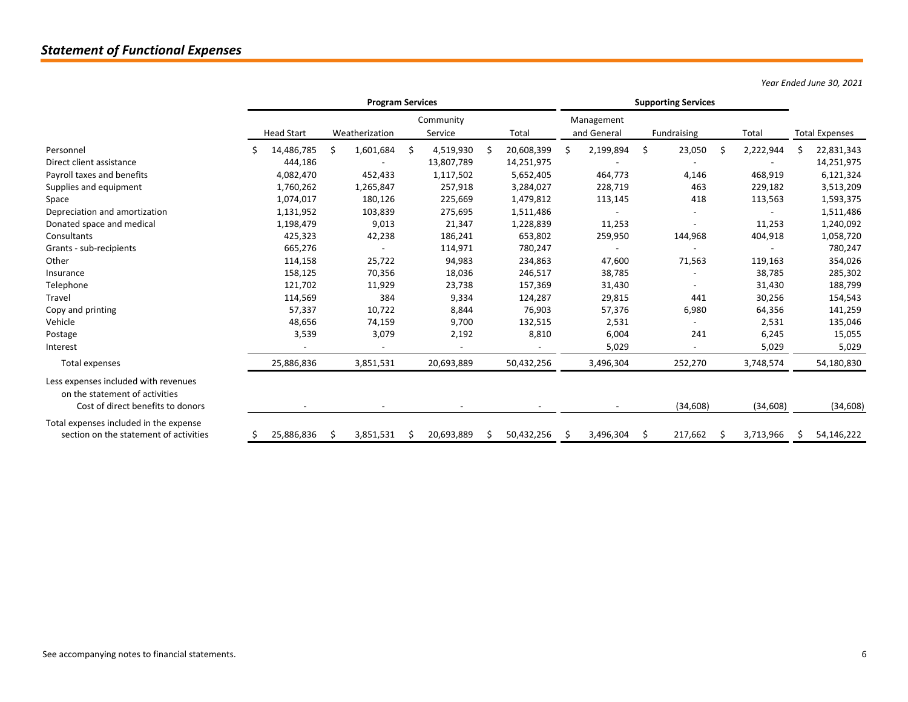## *Statement of Functional Expenses*

*Year Ended June 30, 2021*

| | Program Services | | | | Supporting Services | | | |
|---|---|---|---|---|---|---|---|---|
| | Head Start | Weatherization | Community Service | Total | Management and General | Fundraising | Total | Total Expenses |
| Personnel | $ 14,486,785 | $ 1,601,684 | $ 4,519,930 | $ 20,608,399 | $ 2,199,894 | $ 23,050 | $ 2,222,944 | $ 22,831,343 |
| Direct client assistance | 444,186 | - | 13,807,789 | 14,251,975 | - | - | - | 14,251,975 |
| Payroll taxes and benefits | 4,082,470 | 452,433 | 1,117,502 | 5,652,405 | 464,773 | 4,146 | 468,919 | 6,121,324 |
| Supplies and equipment | 1,760,262 | 1,265,847 | 257,918 | 3,284,027 | 228,719 | 463 | 229,182 | 3,513,209 |
| Space | 1,074,017 | 180,126 | 225,669 | 1,479,812 | 113,145 | 418 | 113,563 | 1,593,375 |
| Depreciation and amortization | 1,131,952 | 103,839 | 275,695 | 1,511,486 | - | - | - | 1,511,486 |
| Donated space and medical | 1,198,479 | 9,013 | 21,347 | 1,228,839 | 11,253 | - | 11,253 | 1,240,092 |
| Consultants | 425,323 | 42,238 | 186,241 | 653,802 | 259,950 | 144,968 | 404,918 | 1,058,720 |
| Grants - sub-recipients | 665,276 | - | 114,971 | 780,247 | - | - | - | 780,247 |
| Other | 114,158 | 25,722 | 94,983 | 234,863 | 47,600 | 71,563 | 119,163 | 354,026 |
| Insurance | 158,125 | 70,356 | 18,036 | 246,517 | 38,785 | - | 38,785 | 285,302 |
| Telephone | 121,702 | 11,929 | 23,738 | 157,369 | 31,430 | - | 31,430 | 188,799 |
| Travel | 114,569 | 384 | 9,334 | 124,287 | 29,815 | 441 | 30,256 | 154,543 |
| Copy and printing | 57,337 | 10,722 | 8,844 | 76,903 | 57,376 | 6,980 | 64,356 | 141,259 |
| Vehicle | 48,656 | 74,159 | 9,700 | 132,515 | 2,531 | - | 2,531 | 135,046 |
| Postage | 3,539 | 3,079 | 2,192 | 8,810 | 6,004 | 241 | 6,245 | 15,055 |
| Interest | - | - | - | - | 5,029 | - | 5,029 | 5,029 |
| Total expenses | 25,886,836 | 3,851,531 | 20,693,889 | 50,432,256 | 3,496,304 | 252,270 | 3,748,574 | 54,180,830 |
| Less expenses included with revenues on the statement of activities | | | | | | | | |
| Cost of direct benefits to donors | - | - | - | - | - | (34,608) | (34,608) | (34,608) |
| Total expenses included in the expense section on the statement of activities | $ 25,886,836 | $ 3,851,531 | $ 20,693,889 | $ 50,432,256 | $ 3,496,304 | $ 217,662 | $ 3,713,966 | $ 54,146,222 |

See accompanying notes to financial statements.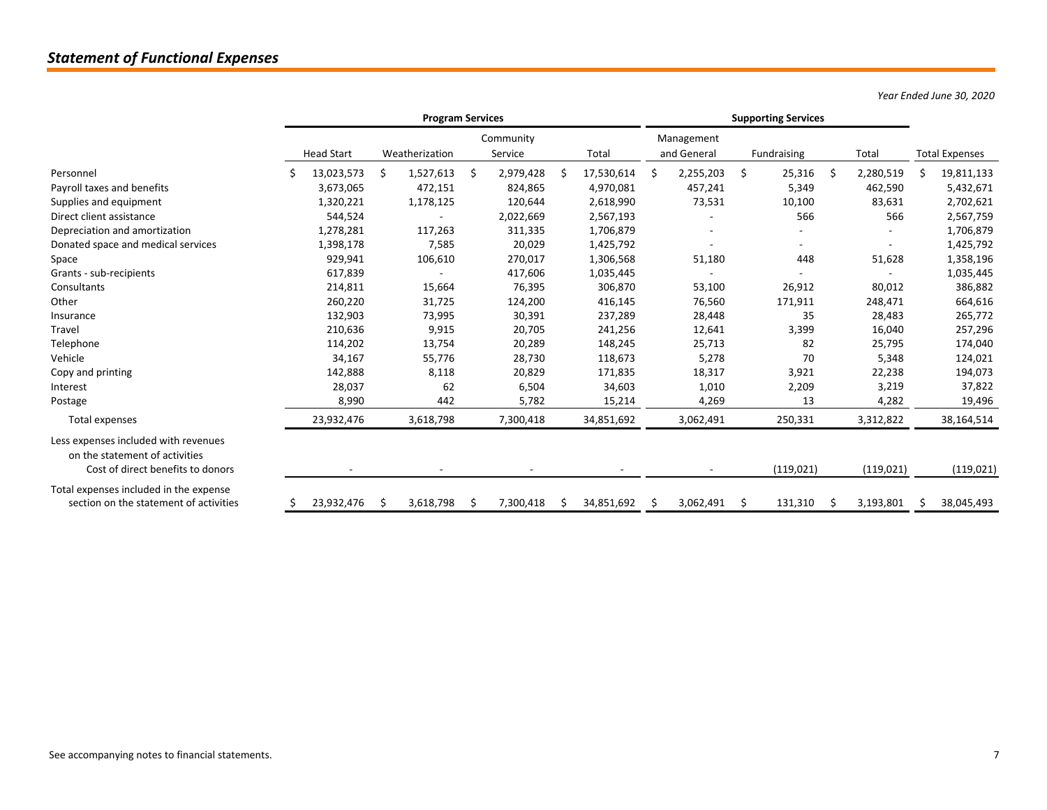## *Statement of Functional Expenses*

*Year Ended June 30, 2020*

| | Program Services | | | | Supporting Services | | | |
|---|---|---|---|---|---|---|---|---|
| | Head Start | Weatherization | Community Service | Total | Management and General | Fundraising | Total | Total Expenses |
| Personnel | $ 13,023,573 | $ 1,527,613 | $ 2,979,428 | $ 17,530,614 | $ 2,255,203 | $ 25,316 | $ 2,280,519 | $ 19,811,133 |
| Payroll taxes and benefits | 3,673,065 | 472,151 | 824,865 | 4,970,081 | 457,241 | 5,349 | 462,590 | 5,432,671 |
| Supplies and equipment | 1,320,221 | 1,178,125 | 120,644 | 2,618,990 | 73,531 | 10,100 | 83,631 | 2,702,621 |
| Direct client assistance | 544,524 | - | 2,022,669 | 2,567,193 | - | 566 | 566 | 2,567,759 |
| Depreciation and amortization | 1,278,281 | 117,263 | 311,335 | 1,706,879 | - | - | - | 1,706,879 |
| Donated space and medical services | 1,398,178 | 7,585 | 20,029 | 1,425,792 | - | - | - | 1,425,792 |
| Space | 929,941 | 106,610 | 270,017 | 1,306,568 | 51,180 | 448 | 51,628 | 1,358,196 |
| Grants - sub-recipients | 617,839 | - | 417,606 | 1,035,445 | - | - | - | 1,035,445 |
| Consultants | 214,811 | 15,664 | 76,395 | 306,870 | 53,100 | 26,912 | 80,012 | 386,882 |
| Other | 260,220 | 31,725 | 124,200 | 416,145 | 76,560 | 171,911 | 248,471 | 664,616 |
| Insurance | 132,903 | 73,995 | 30,391 | 237,289 | 28,448 | 35 | 28,483 | 265,772 |
| Travel | 210,636 | 9,915 | 20,705 | 241,256 | 12,641 | 3,399 | 16,040 | 257,296 |
| Telephone | 114,202 | 13,754 | 20,289 | 148,245 | 25,713 | 82 | 25,795 | 174,040 |
| Vehicle | 34,167 | 55,776 | 28,730 | 118,673 | 5,278 | 70 | 5,348 | 124,021 |
| Copy and printing | 142,888 | 8,118 | 20,829 | 171,835 | 18,317 | 3,921 | 22,238 | 194,073 |
| Interest | 28,037 | 62 | 6,504 | 34,603 | 1,010 | 2,209 | 3,219 | 37,822 |
| Postage | 8,990 | 442 | 5,782 | 15,214 | 4,269 | 13 | 4,282 | 19,496 |
| Total expenses | 23,932,476 | 3,618,798 | 7,300,418 | 34,851,692 | 3,062,491 | 250,331 | 3,312,822 | 38,164,514 |
| Less expenses included with revenues on the statement of activities | | | | | | | | |
| Cost of direct benefits to donors | - | - | - | - | - | (119,021) | (119,021) | (119,021) |
| Total expenses included in the expense section on the statement of activities | $ 23,932,476 | $ 3,618,798 | $ 7,300,418 | $ 34,851,692 | $ 3,062,491 | $ 131,310 | $ 3,193,801 | $ 38,045,493 |

See accompanying notes to financial statements.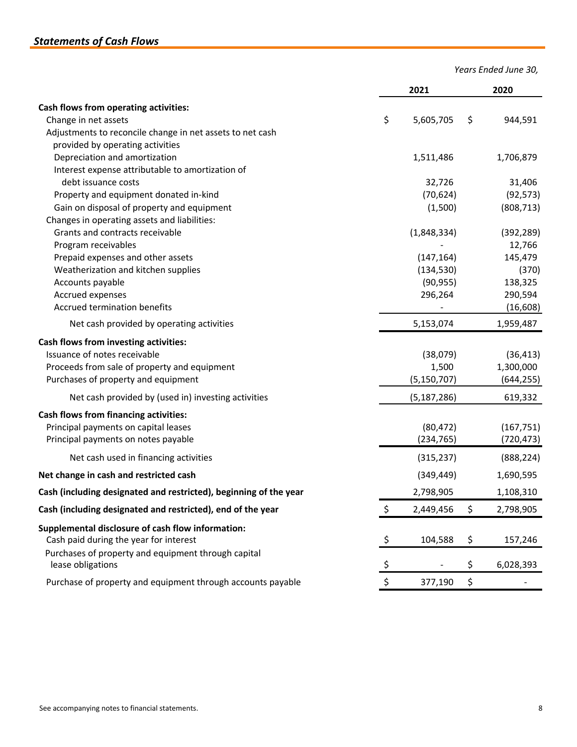## *Statements of Cash Flows*

| | *Years Ended June 30,* | |
|---|---|---|
| | **2021** | **2020** |
| **Cash flows from operating activities:** | | |
| Change in net assets | $ 5,605,705 | $ 944,591 |
| Adjustments to reconcile change in net assets to net cash provided by operating activities | | |
| Depreciation and amortization | 1,511,486 | 1,706,879 |
| Interest expense attributable to amortization of debt issuance costs | 32,726 | 31,406 |
| Property and equipment donated in-kind | (70,624) | (92,573) |
| Gain on disposal of property and equipment | (1,500) | (808,713) |
| Changes in operating assets and liabilities: | | |
| Grants and contracts receivable | (1,848,334) | (392,289) |
| Program receivables | - | 12,766 |
| Prepaid expenses and other assets | (147,164) | 145,479 |
| Weatherization and kitchen supplies | (134,530) | (370) |
| Accounts payable | (90,955) | 138,325 |
| Accrued expenses | 296,264 | 290,594 |
| Accrued termination benefits | - | (16,608) |
| Net cash provided by operating activities | 5,153,074 | 1,959,487 |
| **Cash flows from investing activities:** | | |
| Issuance of notes receivable | (38,079) | (36,413) |
| Proceeds from sale of property and equipment | 1,500 | 1,300,000 |
| Purchases of property and equipment | (5,150,707) | (644,255) |
| Net cash provided by (used in) investing activities | (5,187,286) | 619,332 |
| **Cash flows from financing activities:** | | |
| Principal payments on capital leases | (80,472) | (167,751) |
| Principal payments on notes payable | (234,765) | (720,473) |
| Net cash used in financing activities | (315,237) | (888,224) |
| **Net change in cash and restricted cash** | (349,449) | 1,690,595 |
| **Cash (including designated and restricted), beginning of the year** | 2,798,905 | 1,108,310 |
| **Cash (including designated and restricted), end of the year** | $ 2,449,456 | $ 2,798,905 |
| **Supplemental disclosure of cash flow information:** | | |
| Cash paid during the year for interest | $ 104,588 | $ 157,246 |
| Purchases of property and equipment through capital lease obligations | $ - | $ 6,028,393 |
| Purchase of property and equipment through accounts payable | $ 377,190 | $ - |

See accompanying notes to financial statements.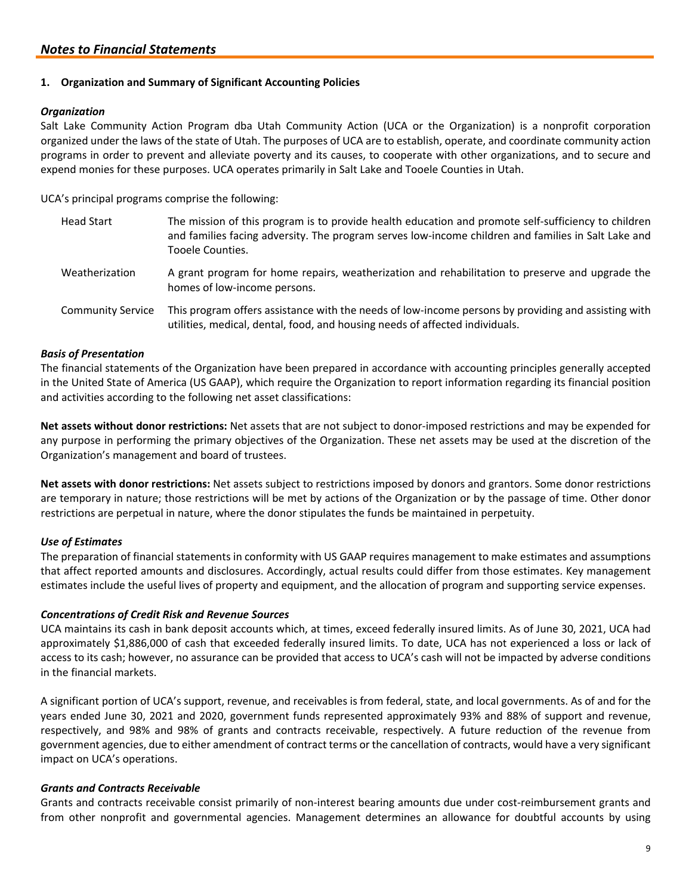## Notes to Financial Statements

### 1. Organization and Summary of Significant Accounting Policies

***Organization***

Salt Lake Community Action Program dba Utah Community Action (UCA or the Organization) is a nonprofit corporation organized under the laws of the state of Utah. The purposes of UCA are to establish, operate, and coordinate community action programs in order to prevent and alleviate poverty and its causes, to cooperate with other organizations, and to secure and expend monies for these purposes. UCA operates primarily in Salt Lake and Tooele Counties in Utah.

UCA's principal programs comprise the following:

| | |
|---|---|
| Head Start | The mission of this program is to provide health education and promote self-sufficiency to children and families facing adversity. The program serves low-income children and families in Salt Lake and Tooele Counties. |
| Weatherization | A grant program for home repairs, weatherization and rehabilitation to preserve and upgrade the homes of low-income persons. |
| Community Service | This program offers assistance with the needs of low-income persons by providing and assisting with utilities, medical, dental, food, and housing needs of affected individuals. |

***Basis of Presentation***

The financial statements of the Organization have been prepared in accordance with accounting principles generally accepted in the United State of America (US GAAP), which require the Organization to report information regarding its financial position and activities according to the following net asset classifications:

**Net assets without donor restrictions:** Net assets that are not subject to donor-imposed restrictions and may be expended for any purpose in performing the primary objectives of the Organization. These net assets may be used at the discretion of the Organization's management and board of trustees.

**Net assets with donor restrictions:** Net assets subject to restrictions imposed by donors and grantors. Some donor restrictions are temporary in nature; those restrictions will be met by actions of the Organization or by the passage of time. Other donor restrictions are perpetual in nature, where the donor stipulates the funds be maintained in perpetuity.

***Use of Estimates***

The preparation of financial statements in conformity with US GAAP requires management to make estimates and assumptions that affect reported amounts and disclosures. Accordingly, actual results could differ from those estimates. Key management estimates include the useful lives of property and equipment, and the allocation of program and supporting service expenses.

***Concentrations of Credit Risk and Revenue Sources***

UCA maintains its cash in bank deposit accounts which, at times, exceed federally insured limits. As of June 30, 2021, UCA had approximately $1,886,000 of cash that exceeded federally insured limits. To date, UCA has not experienced a loss or lack of access to its cash; however, no assurance can be provided that access to UCA's cash will not be impacted by adverse conditions in the financial markets.

A significant portion of UCA's support, revenue, and receivables is from federal, state, and local governments. As of and for the years ended June 30, 2021 and 2020, government funds represented approximately 93% and 88% of support and revenue, respectively, and 98% and 98% of grants and contracts receivable, respectively. A future reduction of the revenue from government agencies, due to either amendment of contract terms or the cancellation of contracts, would have a very significant impact on UCA's operations.

***Grants and Contracts Receivable***

Grants and contracts receivable consist primarily of non-interest bearing amounts due under cost-reimbursement grants and from other nonprofit and governmental agencies. Management determines an allowance for doubtful accounts by using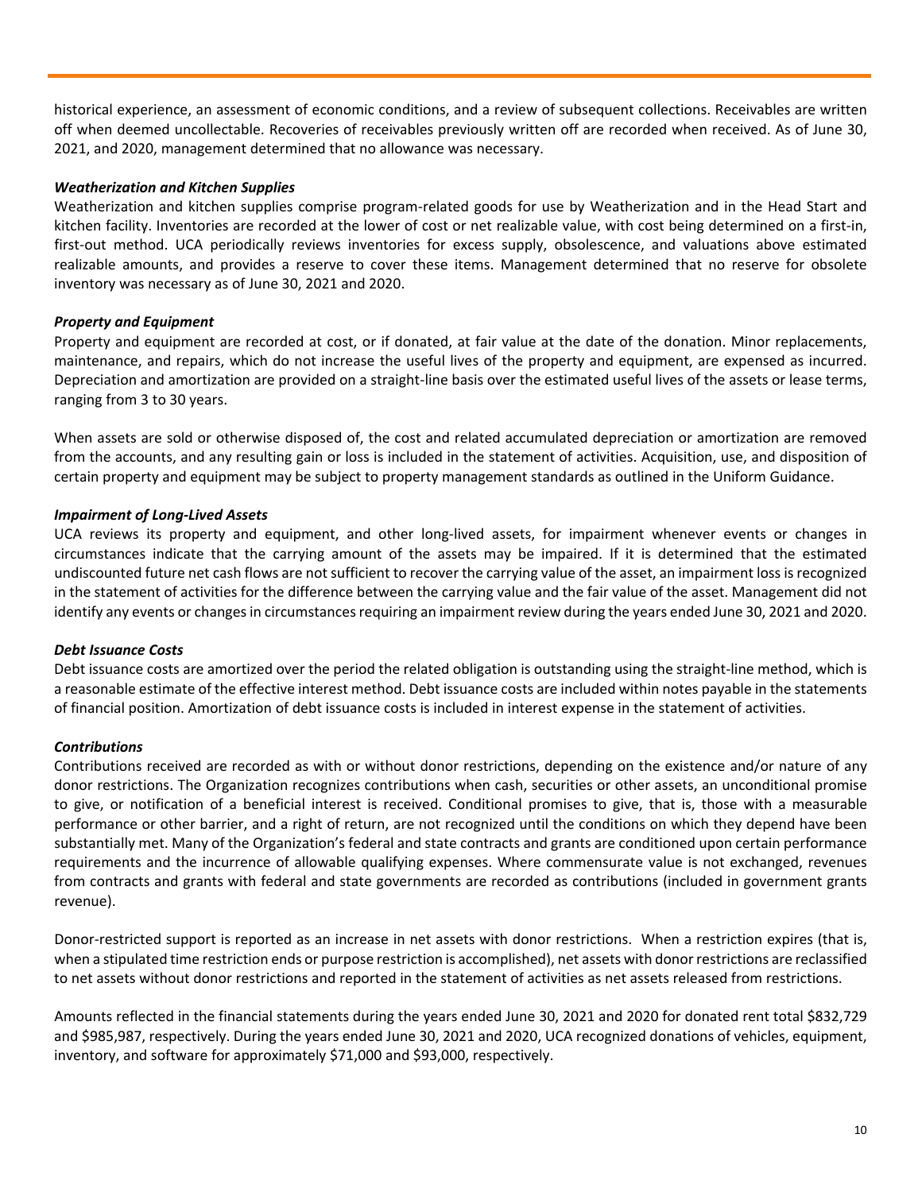historical experience, an assessment of economic conditions, and a review of subsequent collections. Receivables are written off when deemed uncollectable. Recoveries of receivables previously written off are recorded when received. As of June 30, 2021, and 2020, management determined that no allowance was necessary.

***Weatherization and Kitchen Supplies***

Weatherization and kitchen supplies comprise program-related goods for use by Weatherization and in the Head Start and kitchen facility. Inventories are recorded at the lower of cost or net realizable value, with cost being determined on a first-in, first-out method. UCA periodically reviews inventories for excess supply, obsolescence, and valuations above estimated realizable amounts, and provides a reserve to cover these items. Management determined that no reserve for obsolete inventory was necessary as of June 30, 2021 and 2020.

***Property and Equipment***

Property and equipment are recorded at cost, or if donated, at fair value at the date of the donation. Minor replacements, maintenance, and repairs, which do not increase the useful lives of the property and equipment, are expensed as incurred. Depreciation and amortization are provided on a straight-line basis over the estimated useful lives of the assets or lease terms, ranging from 3 to 30 years.

When assets are sold or otherwise disposed of, the cost and related accumulated depreciation or amortization are removed from the accounts, and any resulting gain or loss is included in the statement of activities. Acquisition, use, and disposition of certain property and equipment may be subject to property management standards as outlined in the Uniform Guidance.

***Impairment of Long-Lived Assets***

UCA reviews its property and equipment, and other long-lived assets, for impairment whenever events or changes in circumstances indicate that the carrying amount of the assets may be impaired. If it is determined that the estimated undiscounted future net cash flows are not sufficient to recover the carrying value of the asset, an impairment loss is recognized in the statement of activities for the difference between the carrying value and the fair value of the asset. Management did not identify any events or changes in circumstances requiring an impairment review during the years ended June 30, 2021 and 2020.

***Debt Issuance Costs***

Debt issuance costs are amortized over the period the related obligation is outstanding using the straight-line method, which is a reasonable estimate of the effective interest method. Debt issuance costs are included within notes payable in the statements of financial position. Amortization of debt issuance costs is included in interest expense in the statement of activities.

***Contributions***

Contributions received are recorded as with or without donor restrictions, depending on the existence and/or nature of any donor restrictions. The Organization recognizes contributions when cash, securities or other assets, an unconditional promise to give, or notification of a beneficial interest is received. Conditional promises to give, that is, those with a measurable performance or other barrier, and a right of return, are not recognized until the conditions on which they depend have been substantially met. Many of the Organization's federal and state contracts and grants are conditioned upon certain performance requirements and the incurrence of allowable qualifying expenses. Where commensurate value is not exchanged, revenues from contracts and grants with federal and state governments are recorded as contributions (included in government grants revenue).

Donor-restricted support is reported as an increase in net assets with donor restrictions. When a restriction expires (that is, when a stipulated time restriction ends or purpose restriction is accomplished), net assets with donor restrictions are reclassified to net assets without donor restrictions and reported in the statement of activities as net assets released from restrictions.

Amounts reflected in the financial statements during the years ended June 30, 2021 and 2020 for donated rent total $832,729 and $985,987, respectively. During the years ended June 30, 2021 and 2020, UCA recognized donations of vehicles, equipment, inventory, and software for approximately $71,000 and $93,000, respectively.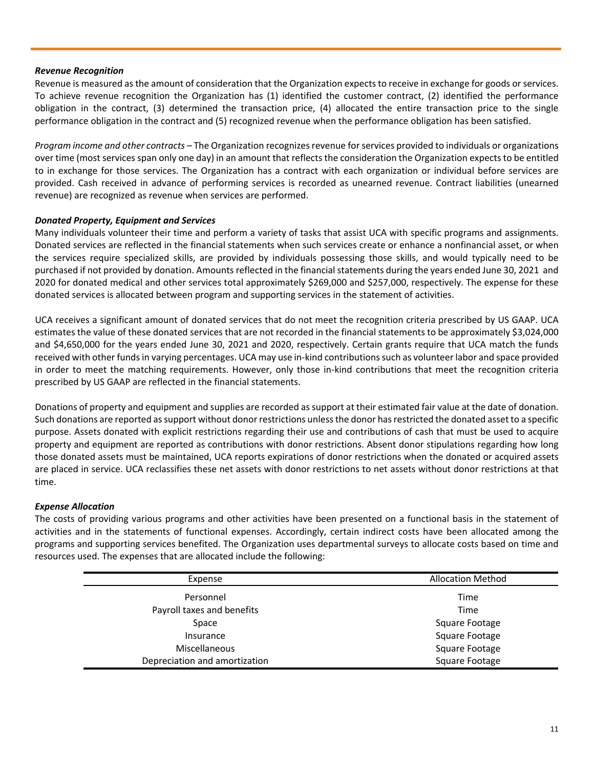***Revenue Recognition***

Revenue is measured as the amount of consideration that the Organization expects to receive in exchange for goods or services. To achieve revenue recognition the Organization has (1) identified the customer contract, (2) identified the performance obligation in the contract, (3) determined the transaction price, (4) allocated the entire transaction price to the single performance obligation in the contract and (5) recognized revenue when the performance obligation has been satisfied.

*Program income and other contracts* – The Organization recognizes revenue for services provided to individuals or organizations over time (most services span only one day) in an amount that reflects the consideration the Organization expects to be entitled to in exchange for those services. The Organization has a contract with each organization or individual before services are provided. Cash received in advance of performing services is recorded as unearned revenue. Contract liabilities (unearned revenue) are recognized as revenue when services are performed.

***Donated Property, Equipment and Services***

Many individuals volunteer their time and perform a variety of tasks that assist UCA with specific programs and assignments. Donated services are reflected in the financial statements when such services create or enhance a nonfinancial asset, or when the services require specialized skills, are provided by individuals possessing those skills, and would typically need to be purchased if not provided by donation. Amounts reflected in the financial statements during the years ended June 30, 2021 and 2020 for donated medical and other services total approximately $269,000 and $257,000, respectively. The expense for these donated services is allocated between program and supporting services in the statement of activities.

UCA receives a significant amount of donated services that do not meet the recognition criteria prescribed by US GAAP. UCA estimates the value of these donated services that are not recorded in the financial statements to be approximately $3,024,000 and $4,650,000 for the years ended June 30, 2021 and 2020, respectively. Certain grants require that UCA match the funds received with other funds in varying percentages. UCA may use in-kind contributions such as volunteer labor and space provided in order to meet the matching requirements. However, only those in-kind contributions that meet the recognition criteria prescribed by US GAAP are reflected in the financial statements.

Donations of property and equipment and supplies are recorded as support at their estimated fair value at the date of donation. Such donations are reported as support without donor restrictions unless the donor has restricted the donated asset to a specific purpose. Assets donated with explicit restrictions regarding their use and contributions of cash that must be used to acquire property and equipment are reported as contributions with donor restrictions. Absent donor stipulations regarding how long those donated assets must be maintained, UCA reports expirations of donor restrictions when the donated or acquired assets are placed in service. UCA reclassifies these net assets with donor restrictions to net assets without donor restrictions at that time.

***Expense Allocation***

The costs of providing various programs and other activities have been presented on a functional basis in the statement of activities and in the statements of functional expenses. Accordingly, certain indirect costs have been allocated among the programs and supporting services benefited. The Organization uses departmental surveys to allocate costs based on time and resources used. The expenses that are allocated include the following:

| Expense | Allocation Method |
|---|---|
| Personnel | Time |
| Payroll taxes and benefits | Time |
| Space | Square Footage |
| Insurance | Square Footage |
| Miscellaneous | Square Footage |
| Depreciation and amortization | Square Footage |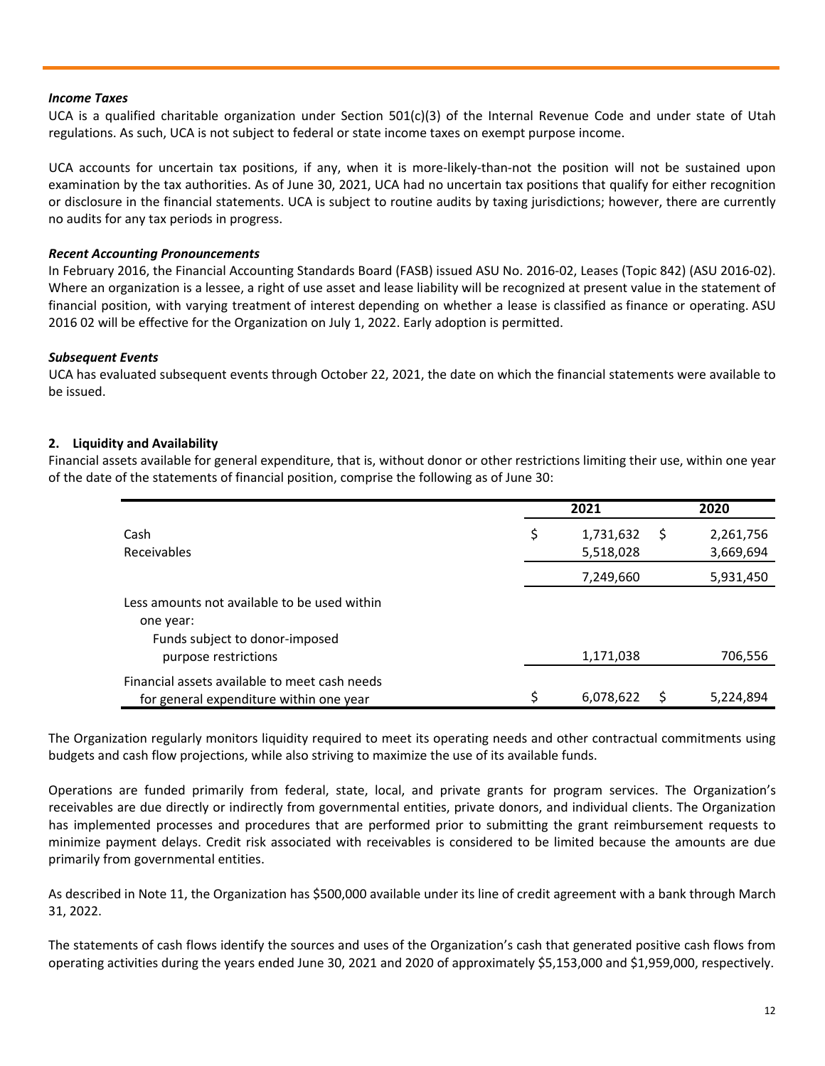***Income Taxes***

UCA is a qualified charitable organization under Section 501(c)(3) of the Internal Revenue Code and under state of Utah regulations. As such, UCA is not subject to federal or state income taxes on exempt purpose income.

UCA accounts for uncertain tax positions, if any, when it is more-likely-than-not the position will not be sustained upon examination by the tax authorities. As of June 30, 2021, UCA had no uncertain tax positions that qualify for either recognition or disclosure in the financial statements. UCA is subject to routine audits by taxing jurisdictions; however, there are currently no audits for any tax periods in progress.

***Recent Accounting Pronouncements***

In February 2016, the Financial Accounting Standards Board (FASB) issued ASU No. 2016-02, Leases (Topic 842) (ASU 2016-02). Where an organization is a lessee, a right of use asset and lease liability will be recognized at present value in the statement of financial position, with varying treatment of interest depending on whether a lease is classified as finance or operating. ASU 2016 02 will be effective for the Organization on July 1, 2022. Early adoption is permitted.

***Subsequent Events***

UCA has evaluated subsequent events through October 22, 2021, the date on which the financial statements were available to be issued.

## 2. Liquidity and Availability

Financial assets available for general expenditure, that is, without donor or other restrictions limiting their use, within one year of the date of the statements of financial position, comprise the following as of June 30:

| | 2021 | 2020 |
|---|---|---|
| Cash | $ 1,731,632 | $ 2,261,756 |
| Receivables | 5,518,028 | 3,669,694 |
| | 7,249,660 | 5,931,450 |
| Less amounts not available to be used within one year: | | |
| Funds subject to donor-imposed purpose restrictions | 1,171,038 | 706,556 |
| Financial assets available to meet cash needs for general expenditure within one year | $ 6,078,622 | $ 5,224,894 |

The Organization regularly monitors liquidity required to meet its operating needs and other contractual commitments using budgets and cash flow projections, while also striving to maximize the use of its available funds.

Operations are funded primarily from federal, state, local, and private grants for program services. The Organization's receivables are due directly or indirectly from governmental entities, private donors, and individual clients. The Organization has implemented processes and procedures that are performed prior to submitting the grant reimbursement requests to minimize payment delays. Credit risk associated with receivables is considered to be limited because the amounts are due primarily from governmental entities.

As described in Note 11, the Organization has $500,000 available under its line of credit agreement with a bank through March 31, 2022.

The statements of cash flows identify the sources and uses of the Organization's cash that generated positive cash flows from operating activities during the years ended June 30, 2021 and 2020 of approximately $5,153,000 and $1,959,000, respectively.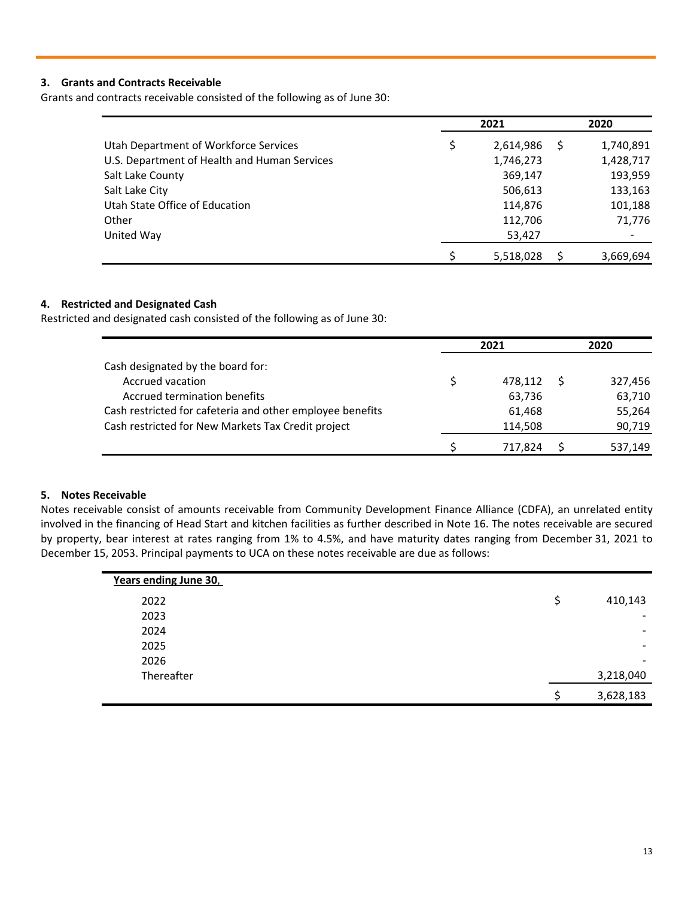### 3. Grants and Contracts Receivable

Grants and contracts receivable consisted of the following as of June 30:

| | 2021 | 2020 |
|---|---|---|
| Utah Department of Workforce Services | $ 2,614,986 | $ 1,740,891 |
| U.S. Department of Health and Human Services | 1,746,273 | 1,428,717 |
| Salt Lake County | 369,147 | 193,959 |
| Salt Lake City | 506,613 | 133,163 |
| Utah State Office of Education | 114,876 | 101,188 |
| Other | 112,706 | 71,776 |
| United Way | 53,427 | - |
| | $ 5,518,028 | $ 3,669,694 |

### 4. Restricted and Designated Cash

Restricted and designated cash consisted of the following as of June 30:

| | 2021 | 2020 |
|---|---|---|
| Cash designated by the board for: | | |
| Accrued vacation | $ 478,112 | $ 327,456 |
| Accrued termination benefits | 63,736 | 63,710 |
| Cash restricted for cafeteria and other employee benefits | 61,468 | 55,264 |
| Cash restricted for New Markets Tax Credit project | 114,508 | 90,719 |
| | $ 717,824 | $ 537,149 |

### 5. Notes Receivable

Notes receivable consist of amounts receivable from Community Development Finance Alliance (CDFA), an unrelated entity involved in the financing of Head Start and kitchen facilities as further described in Note 16. The notes receivable are secured by property, bear interest at rates ranging from 1% to 4.5%, and have maturity dates ranging from December 31, 2021 to December 15, 2053. Principal payments to UCA on these notes receivable are due as follows:

| Years ending June 30, | |
|---|---|
| 2022 | $ 410,143 |
| 2023 | - |
| 2024 | - |
| 2025 | - |
| 2026 | - |
| Thereafter | 3,218,040 |
| | $ 3,628,183 |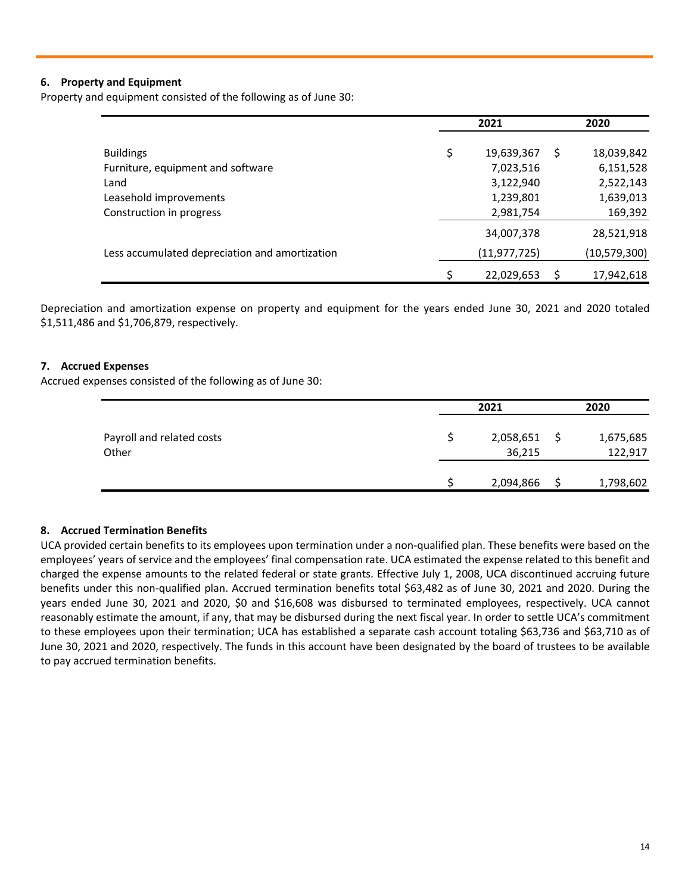### 6. Property and Equipment

Property and equipment consisted of the following as of June 30:

| | 2021 | 2020 |
|---|---|---|
| Buildings | $ 19,639,367 | $ 18,039,842 |
| Furniture, equipment and software | 7,023,516 | 6,151,528 |
| Land | 3,122,940 | 2,522,143 |
| Leasehold improvements | 1,239,801 | 1,639,013 |
| Construction in progress | 2,981,754 | 169,392 |
| | 34,007,378 | 28,521,918 |
| Less accumulated depreciation and amortization | (11,977,725) | (10,579,300) |
| | $ 22,029,653 | $ 17,942,618 |

Depreciation and amortization expense on property and equipment for the years ended June 30, 2021 and 2020 totaled $1,511,486 and $1,706,879, respectively.

### 7. Accrued Expenses

Accrued expenses consisted of the following as of June 30:

| | 2021 | 2020 |
|---|---|---|
| Payroll and related costs | $ 2,058,651 | $ 1,675,685 |
| Other | 36,215 | 122,917 |
| | $ 2,094,866 | $ 1,798,602 |

### 8. Accrued Termination Benefits

UCA provided certain benefits to its employees upon termination under a non-qualified plan. These benefits were based on the employees' years of service and the employees' final compensation rate. UCA estimated the expense related to this benefit and charged the expense amounts to the related federal or state grants. Effective July 1, 2008, UCA discontinued accruing future benefits under this non-qualified plan. Accrued termination benefits total $63,482 as of June 30, 2021 and 2020. During the years ended June 30, 2021 and 2020, $0 and $16,608 was disbursed to terminated employees, respectively. UCA cannot reasonably estimate the amount, if any, that may be disbursed during the next fiscal year. In order to settle UCA's commitment to these employees upon their termination; UCA has established a separate cash account totaling $63,736 and $63,710 as of June 30, 2021 and 2020, respectively. The funds in this account have been designated by the board of trustees to be available to pay accrued termination benefits.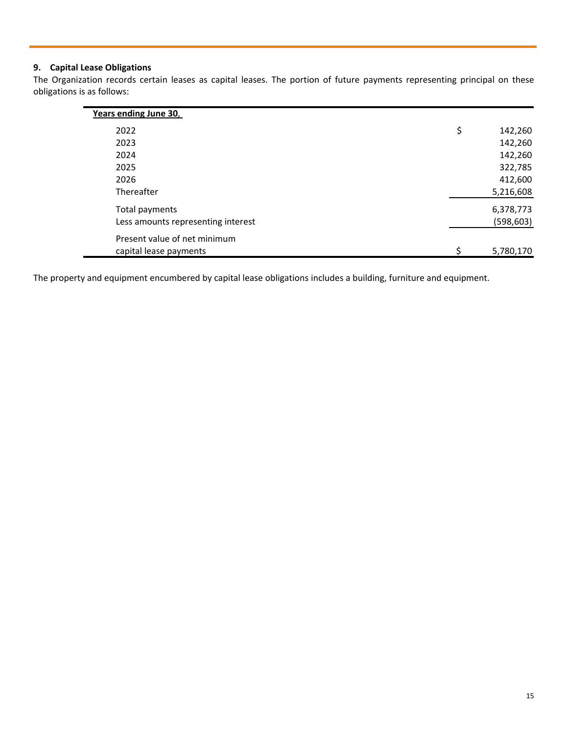### 9. Capital Lease Obligations

The Organization records certain leases as capital leases. The portion of future payments representing principal on these obligations is as follows:

| Years ending June 30, | |
|---|---|
| 2022 | $ 142,260 |
| 2023 | 142,260 |
| 2024 | 142,260 |
| 2025 | 322,785 |
| 2026 | 412,600 |
| Thereafter | 5,216,608 |
| Total payments | 6,378,773 |
| Less amounts representing interest | (598,603) |
| Present value of net minimum capital lease payments | $ 5,780,170 |

The property and equipment encumbered by capital lease obligations includes a building, furniture and equipment.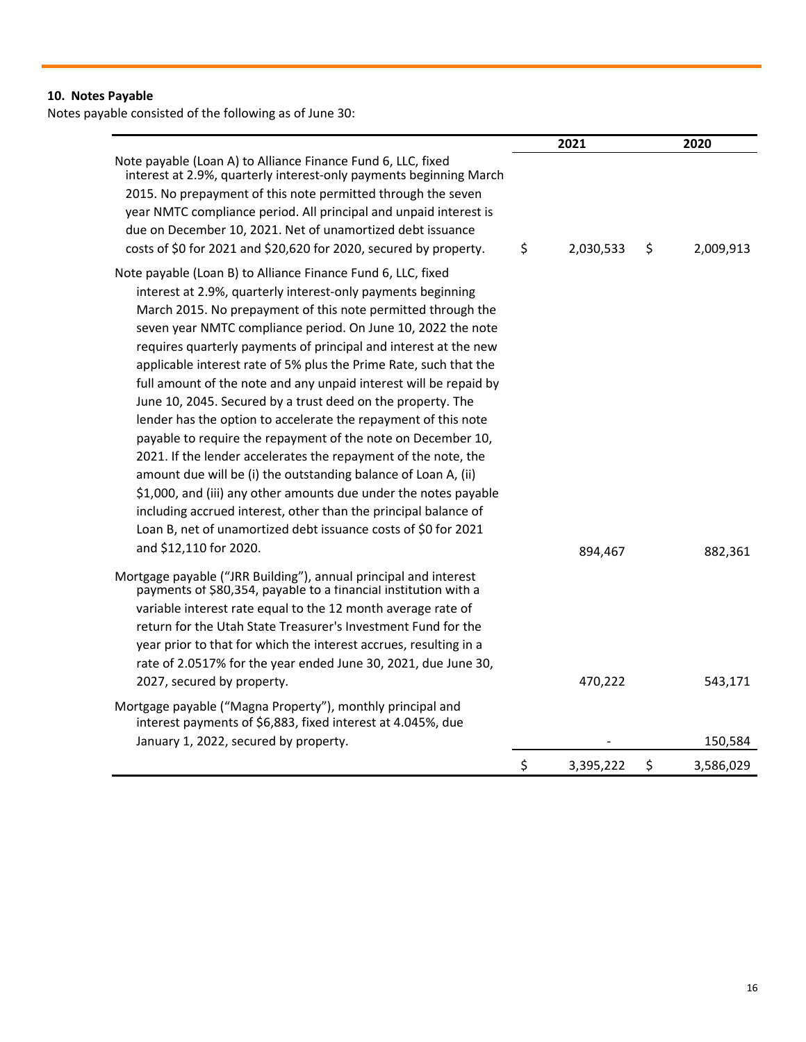### 10. Notes Payable

Notes payable consisted of the following as of June 30:

| | 2021 | 2020 |
|---|---|---|
| Note payable (Loan A) to Alliance Finance Fund 6, LLC, fixed interest at 2.9%, quarterly interest-only payments beginning March 2015. No prepayment of this note permitted through the seven year NMTC compliance period. All principal and unpaid interest is due on December 10, 2021. Net of unamortized debt issuance costs of $0 for 2021 and $20,620 for 2020, secured by property. | $ 2,030,533 | $ 2,009,913 |
| Note payable (Loan B) to Alliance Finance Fund 6, LLC, fixed interest at 2.9%, quarterly interest-only payments beginning March 2015. No prepayment of this note permitted through the seven year NMTC compliance period. On June 10, 2022 the note requires quarterly payments of principal and interest at the new applicable interest rate of 5% plus the Prime Rate, such that the full amount of the note and any unpaid interest will be repaid by June 10, 2045. Secured by a trust deed on the property. The lender has the option to accelerate the repayment of this note payable to require the repayment of the note on December 10, 2021. If the lender accelerates the repayment of the note, the amount due will be (i) the outstanding balance of Loan A, (ii) $1,000, and (iii) any other amounts due under the notes payable including accrued interest, other than the principal balance of Loan B, net of unamortized debt issuance costs of $0 for 2021 and $12,110 for 2020. | 894,467 | 882,361 |
| Mortgage payable ("JRR Building"), annual principal and interest payments of $80,354, payable to a financial institution with a variable interest rate equal to the 12 month average rate of return for the Utah State Treasurer's Investment Fund for the year prior to that for which the interest accrues, resulting in a rate of 2.0517% for the year ended June 30, 2021, due June 30, 2027, secured by property. | 470,222 | 543,171 |
| Mortgage payable ("Magna Property"), monthly principal and interest payments of $6,883, fixed interest at 4.045%, due January 1, 2022, secured by property. | - | 150,584 |
| | $ 3,395,222 | $ 3,586,029 |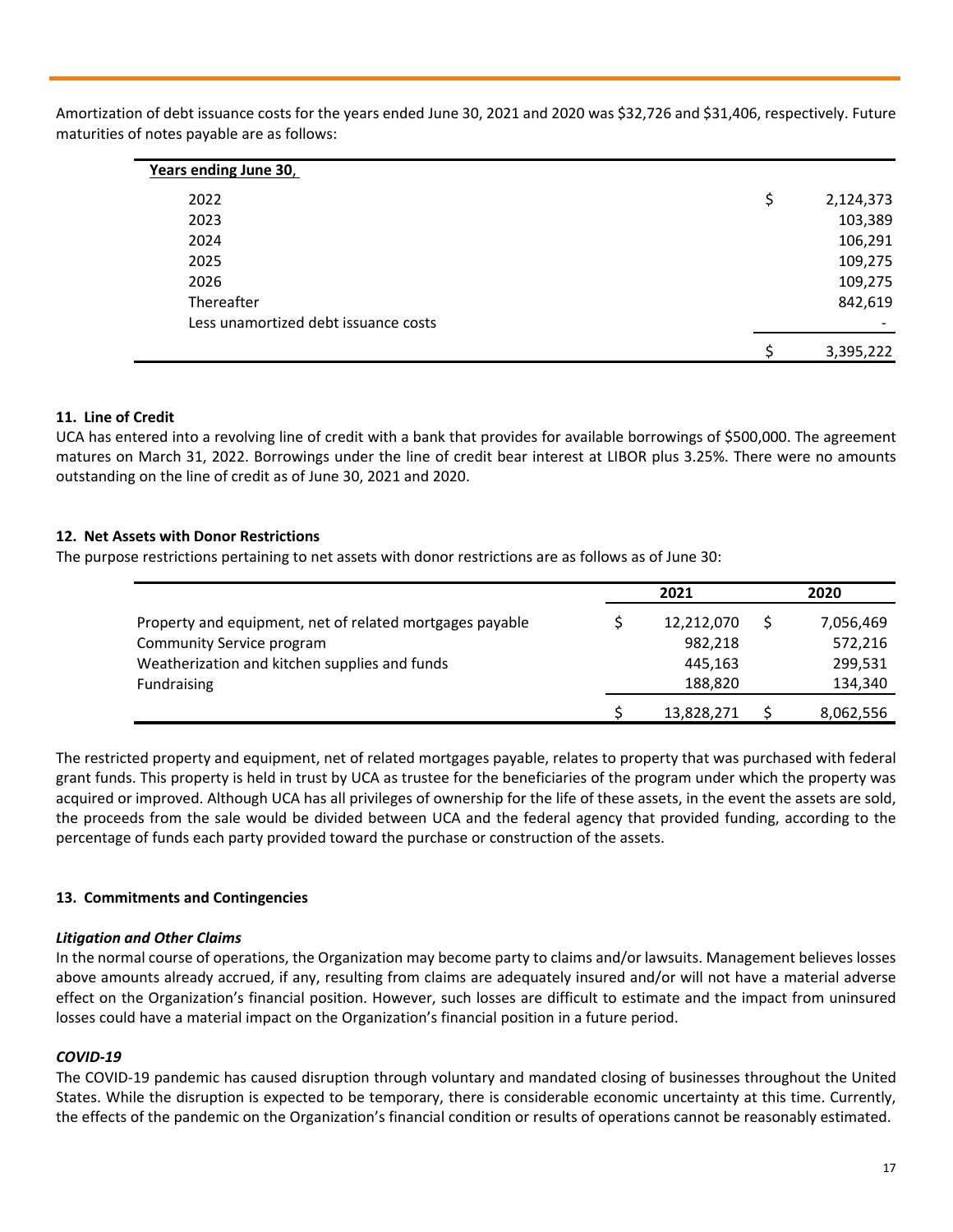Amortization of debt issuance costs for the years ended June 30, 2021 and 2020 was $32,726 and $31,406, respectively. Future maturities of notes payable are as follows:

| Years ending June 30, | |
|---|---|
| 2022 | $ 2,124,373 |
| 2023 | 103,389 |
| 2024 | 106,291 |
| 2025 | 109,275 |
| 2026 | 109,275 |
| Thereafter | 842,619 |
| Less unamortized debt issuance costs | - |
| | $ 3,395,222 |

**11. Line of Credit**

UCA has entered into a revolving line of credit with a bank that provides for available borrowings of $500,000. The agreement matures on March 31, 2022. Borrowings under the line of credit bear interest at LIBOR plus 3.25%. There were no amounts outstanding on the line of credit as of June 30, 2021 and 2020.

**12. Net Assets with Donor Restrictions**

The purpose restrictions pertaining to net assets with donor restrictions are as follows as of June 30:

| | 2021 | 2020 |
|---|---|---|
| Property and equipment, net of related mortgages payable | $ 12,212,070 | $ 7,056,469 |
| Community Service program | 982,218 | 572,216 |
| Weatherization and kitchen supplies and funds | 445,163 | 299,531 |
| Fundraising | 188,820 | 134,340 |
| | $ 13,828,271 | $ 8,062,556 |

The restricted property and equipment, net of related mortgages payable, relates to property that was purchased with federal grant funds. This property is held in trust by UCA as trustee for the beneficiaries of the program under which the property was acquired or improved. Although UCA has all privileges of ownership for the life of these assets, in the event the assets are sold, the proceeds from the sale would be divided between UCA and the federal agency that provided funding, according to the percentage of funds each party provided toward the purchase or construction of the assets.

**13. Commitments and Contingencies**

***Litigation and Other Claims***

In the normal course of operations, the Organization may become party to claims and/or lawsuits. Management believes losses above amounts already accrued, if any, resulting from claims are adequately insured and/or will not have a material adverse effect on the Organization's financial position. However, such losses are difficult to estimate and the impact from uninsured losses could have a material impact on the Organization's financial position in a future period.

***COVID-19***

The COVID-19 pandemic has caused disruption through voluntary and mandated closing of businesses throughout the United States. While the disruption is expected to be temporary, there is considerable economic uncertainty at this time. Currently, the effects of the pandemic on the Organization's financial condition or results of operations cannot be reasonably estimated.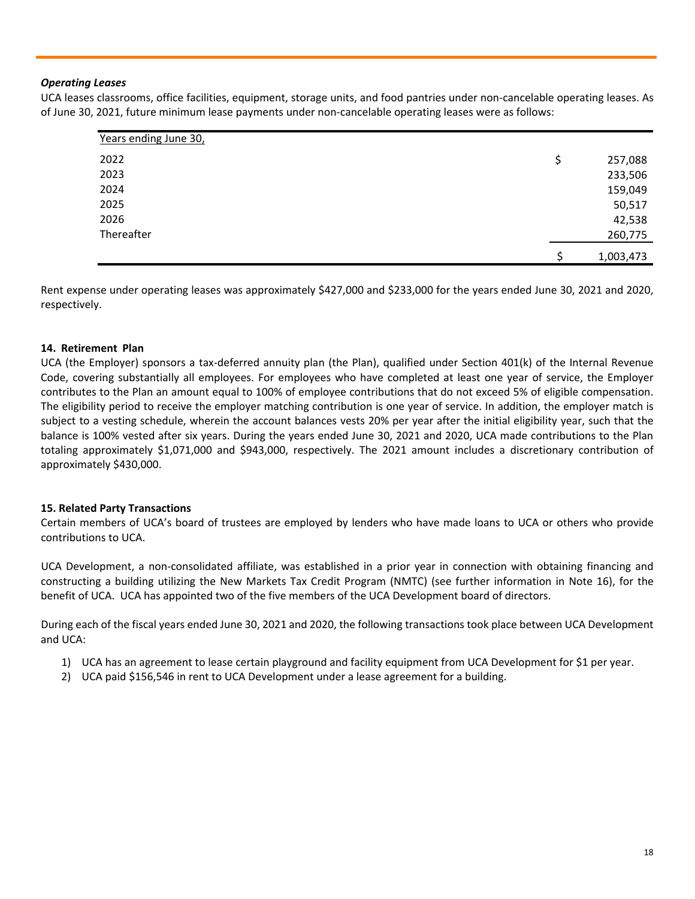***Operating Leases***

UCA leases classrooms, office facilities, equipment, storage units, and food pantries under non-cancelable operating leases. As of June 30, 2021, future minimum lease payments under non-cancelable operating leases were as follows:

| Years ending June 30, | | |
|---|---|---|
| 2022 | $ | 257,088 |
| 2023 | | 233,506 |
| 2024 | | 159,049 |
| 2025 | | 50,517 |
| 2026 | | 42,538 |
| Thereafter | | 260,775 |
| | $ | 1,003,473 |

Rent expense under operating leases was approximately $427,000 and $233,000 for the years ended June 30, 2021 and 2020, respectively.

**14. Retirement Plan**

UCA (the Employer) sponsors a tax-deferred annuity plan (the Plan), qualified under Section 401(k) of the Internal Revenue Code, covering substantially all employees. For employees who have completed at least one year of service, the Employer contributes to the Plan an amount equal to 100% of employee contributions that do not exceed 5% of eligible compensation. The eligibility period to receive the employer matching contribution is one year of service. In addition, the employer match is subject to a vesting schedule, wherein the account balances vests 20% per year after the initial eligibility year, such that the balance is 100% vested after six years. During the years ended June 30, 2021 and 2020, UCA made contributions to the Plan totaling approximately $1,071,000 and $943,000, respectively. The 2021 amount includes a discretionary contribution of approximately $430,000.

**15. Related Party Transactions**

Certain members of UCA's board of trustees are employed by lenders who have made loans to UCA or others who provide contributions to UCA.

UCA Development, a non-consolidated affiliate, was established in a prior year in connection with obtaining financing and constructing a building utilizing the New Markets Tax Credit Program (NMTC) (see further information in Note 16), for the benefit of UCA. UCA has appointed two of the five members of the UCA Development board of directors.

During each of the fiscal years ended June 30, 2021 and 2020, the following transactions took place between UCA Development and UCA:

1) UCA has an agreement to lease certain playground and facility equipment from UCA Development for $1 per year.
2) UCA paid $156,546 in rent to UCA Development under a lease agreement for a building.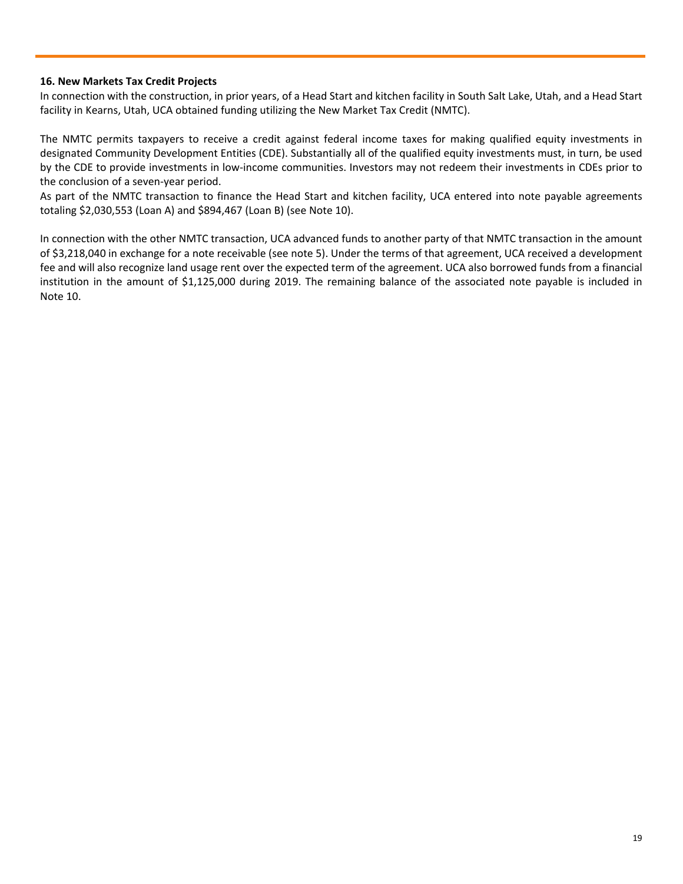### 16. New Markets Tax Credit Projects

In connection with the construction, in prior years, of a Head Start and kitchen facility in South Salt Lake, Utah, and a Head Start facility in Kearns, Utah, UCA obtained funding utilizing the New Market Tax Credit (NMTC).

The NMTC permits taxpayers to receive a credit against federal income taxes for making qualified equity investments in designated Community Development Entities (CDE). Substantially all of the qualified equity investments must, in turn, be used by the CDE to provide investments in low-income communities. Investors may not redeem their investments in CDEs prior to the conclusion of a seven-year period.

As part of the NMTC transaction to finance the Head Start and kitchen facility, UCA entered into note payable agreements totaling $2,030,553 (Loan A) and $894,467 (Loan B) (see Note 10).

In connection with the other NMTC transaction, UCA advanced funds to another party of that NMTC transaction in the amount of $3,218,040 in exchange for a note receivable (see note 5). Under the terms of that agreement, UCA received a development fee and will also recognize land usage rent over the expected term of the agreement. UCA also borrowed funds from a financial institution in the amount of $1,125,000 during 2019. The remaining balance of the associated note payable is included in Note 10.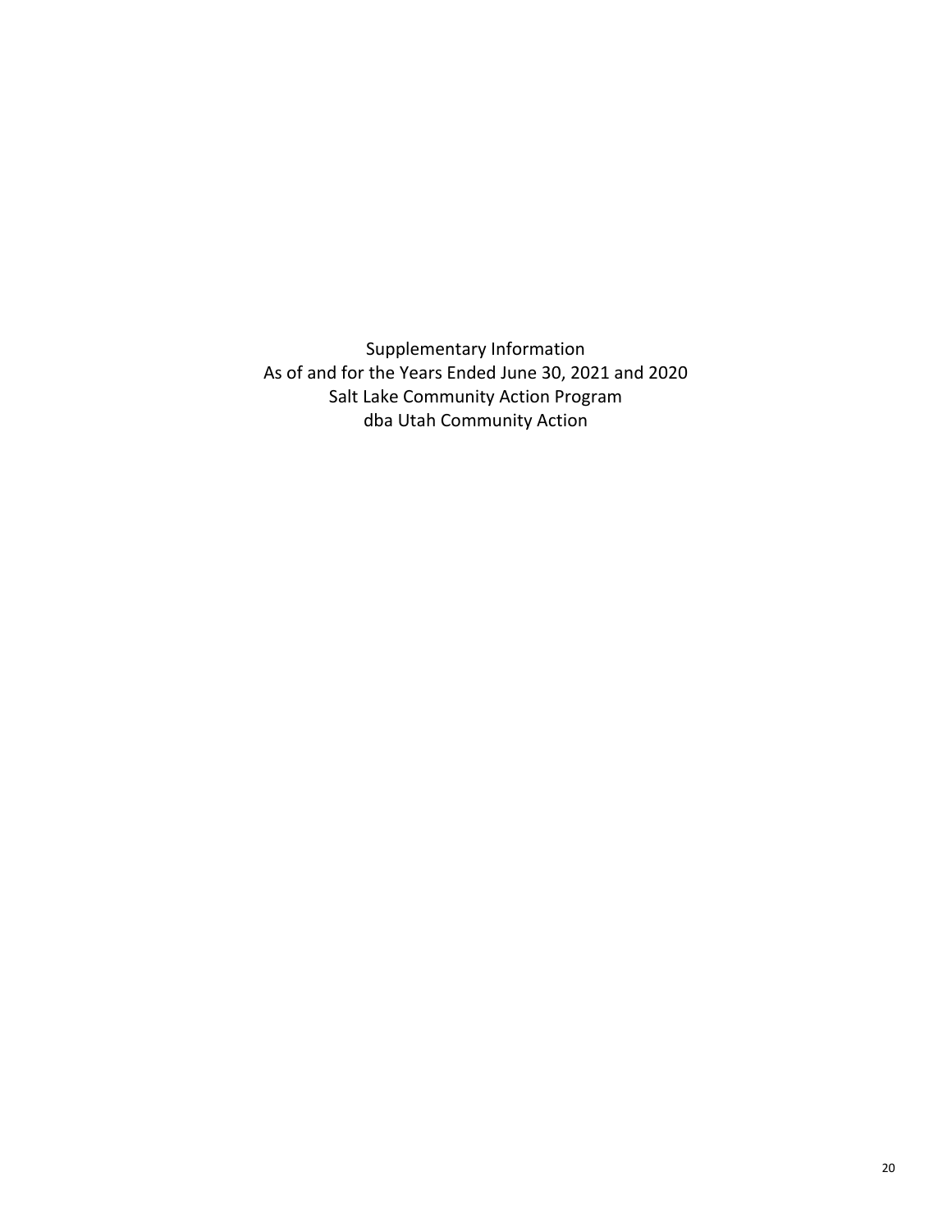Supplementary Information
As of and for the Years Ended June 30, 2021 and 2020
Salt Lake Community Action Program
dba Utah Community Action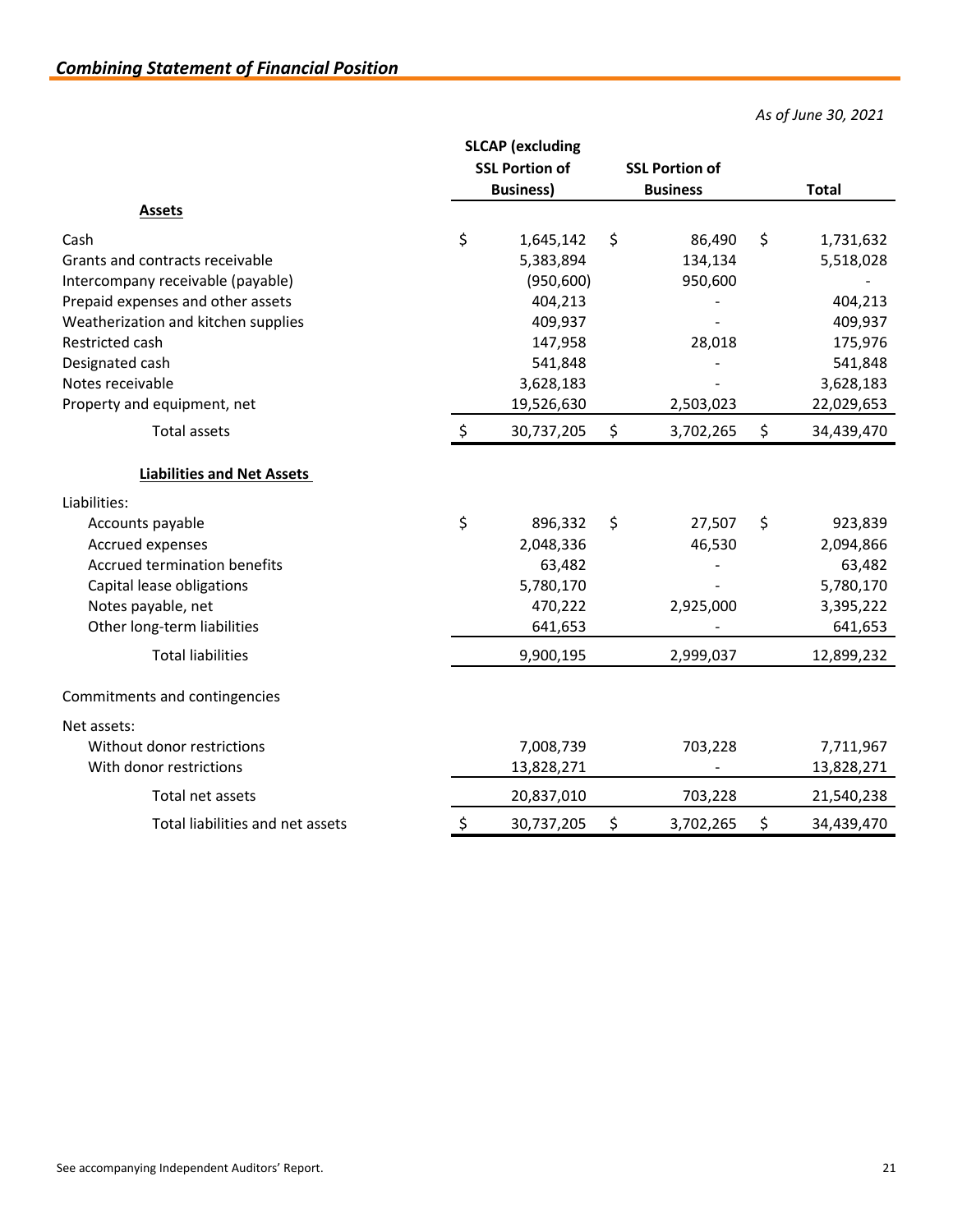## *Combining Statement of Financial Position*

*As of June 30, 2021*

| | SLCAP (excluding SSL Portion of Business) | SSL Portion of Business | Total |
|---|---|---|---|
| **Assets** | | | |
| Cash | $ 1,645,142 | $ 86,490 | $ 1,731,632 |
| Grants and contracts receivable | 5,383,894 | 134,134 | 5,518,028 |
| Intercompany receivable (payable) | (950,600) | 950,600 | - |
| Prepaid expenses and other assets | 404,213 | - | 404,213 |
| Weatherization and kitchen supplies | 409,937 | - | 409,937 |
| Restricted cash | 147,958 | 28,018 | 175,976 |
| Designated cash | 541,848 | - | 541,848 |
| Notes receivable | 3,628,183 | - | 3,628,183 |
| Property and equipment, net | 19,526,630 | 2,503,023 | 22,029,653 |
| Total assets | $ 30,737,205 | $ 3,702,265 | $ 34,439,470 |
| **Liabilities and Net Assets** | | | |
| Liabilities: | | | |
| Accounts payable | $ 896,332 | $ 27,507 | $ 923,839 |
| Accrued expenses | 2,048,336 | 46,530 | 2,094,866 |
| Accrued termination benefits | 63,482 | - | 63,482 |
| Capital lease obligations | 5,780,170 | - | 5,780,170 |
| Notes payable, net | 470,222 | 2,925,000 | 3,395,222 |
| Other long-term liabilities | 641,653 | - | 641,653 |
| Total liabilities | 9,900,195 | 2,999,037 | 12,899,232 |
| Commitments and contingencies | | | |
| Net assets: | | | |
| Without donor restrictions | 7,008,739 | 703,228 | 7,711,967 |
| With donor restrictions | 13,828,271 | - | 13,828,271 |
| Total net assets | 20,837,010 | 703,228 | 21,540,238 |
| Total liabilities and net assets | $ 30,737,205 | $ 3,702,265 | $ 34,439,470 |

See accompanying Independent Auditors' Report.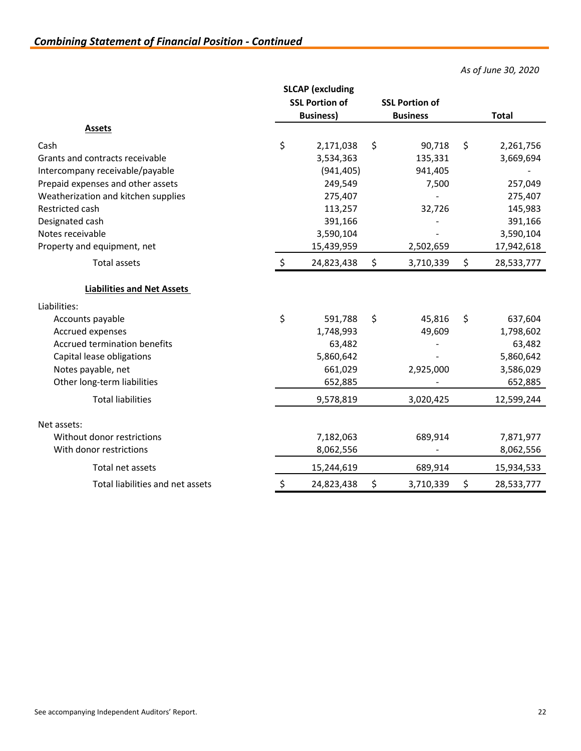## *Combining Statement of Financial Position - Continued*

*As of June 30, 2020*

| | SLCAP (excluding SSL Portion of Business) | SSL Portion of Business | Total |
|---|---|---|---|
| **Assets** | | | |
| Cash | $ 2,171,038 | $ 90,718 | $ 2,261,756 |
| Grants and contracts receivable | 3,534,363 | 135,331 | 3,669,694 |
| Intercompany receivable/payable | (941,405) | 941,405 | - |
| Prepaid expenses and other assets | 249,549 | 7,500 | 257,049 |
| Weatherization and kitchen supplies | 275,407 | - | 275,407 |
| Restricted cash | 113,257 | 32,726 | 145,983 |
| Designated cash | 391,166 | - | 391,166 |
| Notes receivable | 3,590,104 | - | 3,590,104 |
| Property and equipment, net | 15,439,959 | 2,502,659 | 17,942,618 |
| Total assets | $ 24,823,438 | $ 3,710,339 | $ 28,533,777 |
| **Liabilities and Net Assets** | | | |
| Liabilities: | | | |
| Accounts payable | $ 591,788 | $ 45,816 | $ 637,604 |
| Accrued expenses | 1,748,993 | 49,609 | 1,798,602 |
| Accrued termination benefits | 63,482 | - | 63,482 |
| Capital lease obligations | 5,860,642 | - | 5,860,642 |
| Notes payable, net | 661,029 | 2,925,000 | 3,586,029 |
| Other long-term liabilities | 652,885 | - | 652,885 |
| Total liabilities | 9,578,819 | 3,020,425 | 12,599,244 |
| Net assets: | | | |
| Without donor restrictions | 7,182,063 | 689,914 | 7,871,977 |
| With donor restrictions | 8,062,556 | - | 8,062,556 |
| Total net assets | 15,244,619 | 689,914 | 15,934,533 |
| Total liabilities and net assets | $ 24,823,438 | $ 3,710,339 | $ 28,533,777 |

See accompanying Independent Auditors' Report.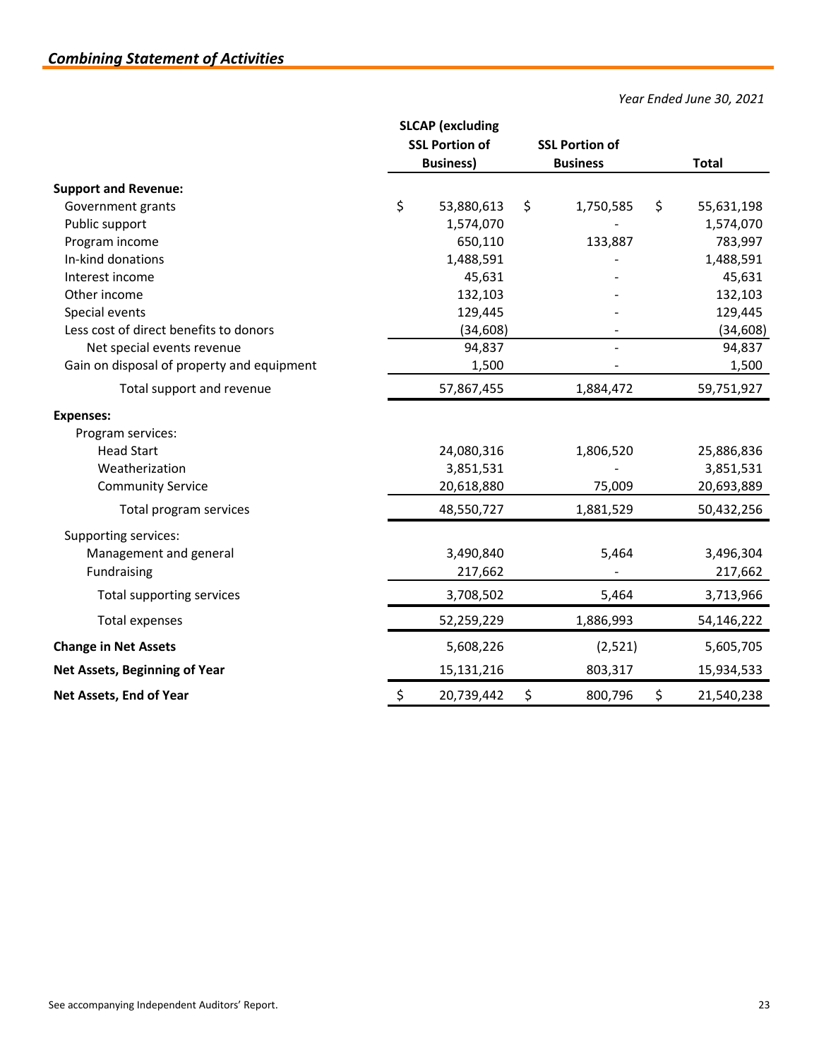## *Combining Statement of Activities*

*Year Ended June 30, 2021*

| | SLCAP (excluding SSL Portion of Business) | SSL Portion of Business | Total |
|---|---|---|---|
| **Support and Revenue:** | | | |
| Government grants | $ 53,880,613 | $ 1,750,585 | $ 55,631,198 |
| Public support | 1,574,070 | - | 1,574,070 |
| Program income | 650,110 | 133,887 | 783,997 |
| In-kind donations | 1,488,591 | - | 1,488,591 |
| Interest income | 45,631 | - | 45,631 |
| Other income | 132,103 | - | 132,103 |
| Special events | 129,445 | - | 129,445 |
| Less cost of direct benefits to donors | (34,608) | - | (34,608) |
| Net special events revenue | 94,837 | - | 94,837 |
| Gain on disposal of property and equipment | 1,500 | - | 1,500 |
| Total support and revenue | 57,867,455 | 1,884,472 | 59,751,927 |
| **Expenses:** | | | |
| Program services: | | | |
| Head Start | 24,080,316 | 1,806,520 | 25,886,836 |
| Weatherization | 3,851,531 | - | 3,851,531 |
| Community Service | 20,618,880 | 75,009 | 20,693,889 |
| Total program services | 48,550,727 | 1,881,529 | 50,432,256 |
| Supporting services: | | | |
| Management and general | 3,490,840 | 5,464 | 3,496,304 |
| Fundraising | 217,662 | - | 217,662 |
| Total supporting services | 3,708,502 | 5,464 | 3,713,966 |
| Total expenses | 52,259,229 | 1,886,993 | 54,146,222 |
| **Change in Net Assets** | 5,608,226 | (2,521) | 5,605,705 |
| **Net Assets, Beginning of Year** | 15,131,216 | 803,317 | 15,934,533 |
| **Net Assets, End of Year** | $ 20,739,442 | $ 800,796 | $ 21,540,238 |

See accompanying Independent Auditors' Report.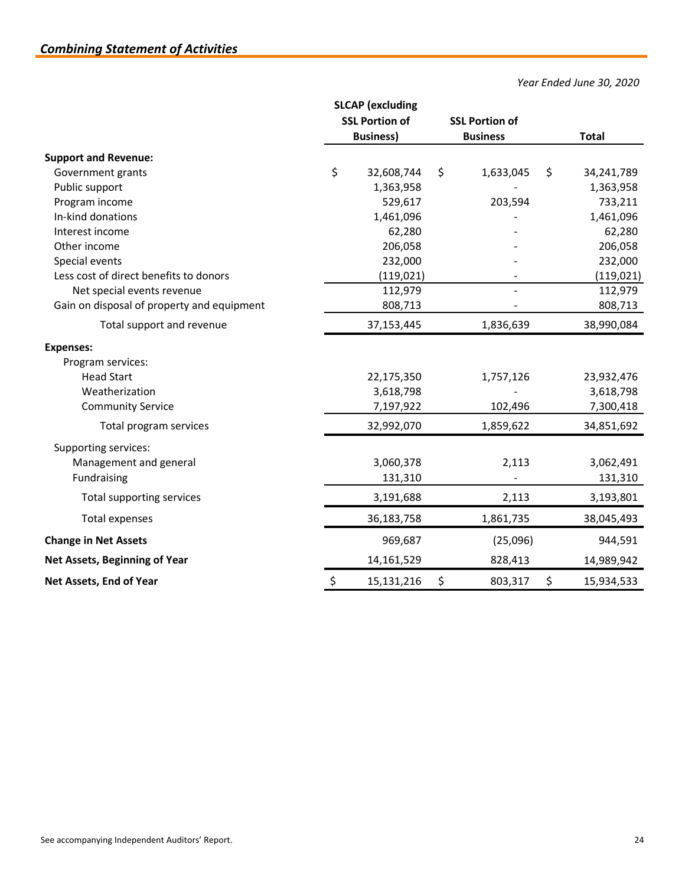## *Combining Statement of Activities*

*Year Ended June 30, 2020*

| | SLCAP (excluding SSL Portion of Business) | SSL Portion of Business | Total |
|---|---|---|---|
| **Support and Revenue:** | | | |
| Government grants | $ 32,608,744 | $ 1,633,045 | $ 34,241,789 |
| Public support | 1,363,958 | - | 1,363,958 |
| Program income | 529,617 | 203,594 | 733,211 |
| In-kind donations | 1,461,096 | - | 1,461,096 |
| Interest income | 62,280 | - | 62,280 |
| Other income | 206,058 | - | 206,058 |
| Special events | 232,000 | - | 232,000 |
| Less cost of direct benefits to donors | (119,021) | - | (119,021) |
| Net special events revenue | 112,979 | - | 112,979 |
| Gain on disposal of property and equipment | 808,713 | - | 808,713 |
| Total support and revenue | 37,153,445 | 1,836,639 | 38,990,084 |
| **Expenses:** | | | |
| Program services: | | | |
| Head Start | 22,175,350 | 1,757,126 | 23,932,476 |
| Weatherization | 3,618,798 | - | 3,618,798 |
| Community Service | 7,197,922 | 102,496 | 7,300,418 |
| Total program services | 32,992,070 | 1,859,622 | 34,851,692 |
| Supporting services: | | | |
| Management and general | 3,060,378 | 2,113 | 3,062,491 |
| Fundraising | 131,310 | - | 131,310 |
| Total supporting services | 3,191,688 | 2,113 | 3,193,801 |
| Total expenses | 36,183,758 | 1,861,735 | 38,045,493 |
| **Change in Net Assets** | 969,687 | (25,096) | 944,591 |
| **Net Assets, Beginning of Year** | 14,161,529 | 828,413 | 14,989,942 |
| **Net Assets, End of Year** | $ 15,131,216 | $ 803,317 | $ 15,934,533 |

See accompanying Independent Auditors' Report.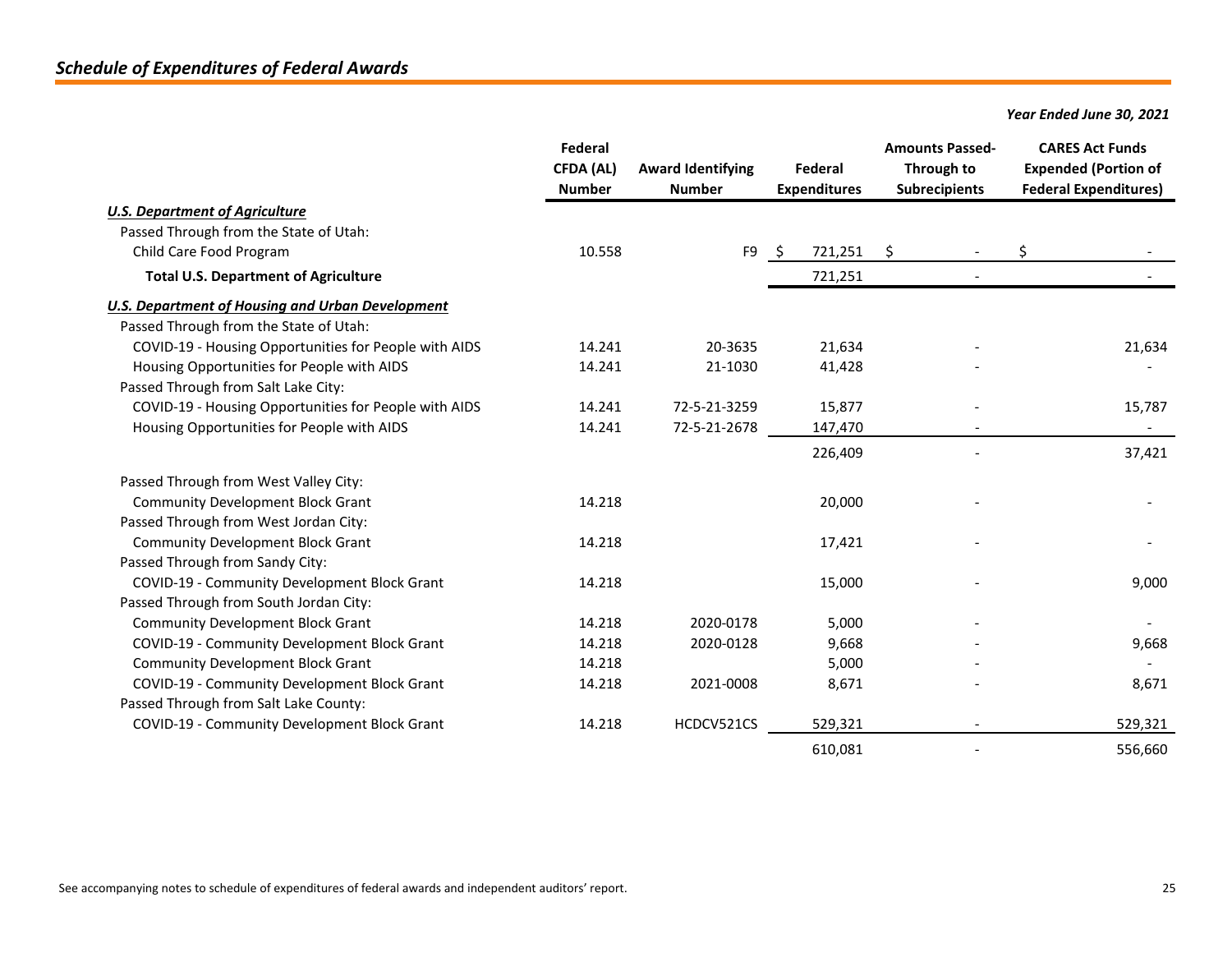## *Schedule of Expenditures of Federal Awards*

***Year Ended June 30, 2021***

| | Federal CFDA (AL) Number | Award Identifying Number | Federal Expenditures | Amounts Passed-Through to Subrecipients | CARES Act Funds Expended (Portion of Federal Expenditures) |
|---|---|---|---|---|---|
| ***U.S. Department of Agriculture*** | | | | | |
| Passed Through from the State of Utah: | | | | | |
| Child Care Food Program | 10.558 | F9 | $ 721,251 | $ - | $ - |
| **Total U.S. Department of Agriculture** | | | 721,251 | - | - |
| ***U.S. Department of Housing and Urban Development*** | | | | | |
| Passed Through from the State of Utah: | | | | | |
| COVID-19 - Housing Opportunities for People with AIDS | 14.241 | 20-3635 | 21,634 | - | 21,634 |
| Housing Opportunities for People with AIDS | 14.241 | 21-1030 | 41,428 | - | - |
| Passed Through from Salt Lake City: | | | | | |
| COVID-19 - Housing Opportunities for People with AIDS | 14.241 | 72-5-21-3259 | 15,877 | - | 15,787 |
| Housing Opportunities for People with AIDS | 14.241 | 72-5-21-2678 | 147,470 | - | - |
| | | | 226,409 | - | 37,421 |
| Passed Through from West Valley City: | | | | | |
| Community Development Block Grant | 14.218 | | 20,000 | - | - |
| Passed Through from West Jordan City: | | | | | |
| Community Development Block Grant | 14.218 | | 17,421 | - | - |
| Passed Through from Sandy City: | | | | | |
| COVID-19 - Community Development Block Grant | 14.218 | | 15,000 | - | 9,000 |
| Passed Through from South Jordan City: | | | | | |
| Community Development Block Grant | 14.218 | 2020-0178 | 5,000 | - | - |
| COVID-19 - Community Development Block Grant | 14.218 | 2020-0128 | 9,668 | - | 9,668 |
| Community Development Block Grant | 14.218 | | 5,000 | - | - |
| COVID-19 - Community Development Block Grant | 14.218 | 2021-0008 | 8,671 | - | 8,671 |
| Passed Through from Salt Lake County: | | | | | |
| COVID-19 - Community Development Block Grant | 14.218 | HCDCV521CS | 529,321 | - | 529,321 |
| | | | 610,081 | - | 556,660 |

See accompanying notes to schedule of expenditures of federal awards and independent auditors' report.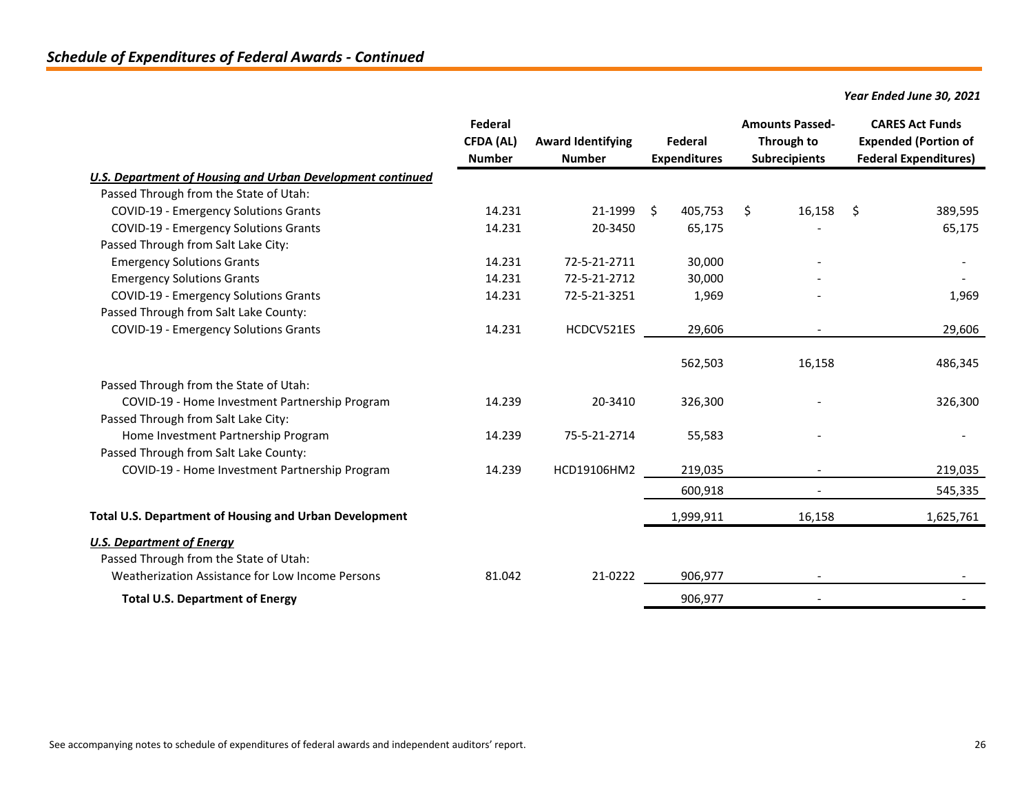## *Schedule of Expenditures of Federal Awards - Continued*

*Year Ended June 30, 2021*

| | Federal CFDA (AL) Number | Award Identifying Number | Federal Expenditures | Amounts Passed-Through to Subrecipients | CARES Act Funds Expended (Portion of Federal Expenditures) |
|---|---|---|---|---|---|
| ***U.S. Department of Housing and Urban Development continued*** | | | | | |
| Passed Through from the State of Utah: | | | | | |
| COVID-19 - Emergency Solutions Grants | 14.231 | 21-1999 | $ 405,753 | $ 16,158 | $ 389,595 |
| COVID-19 - Emergency Solutions Grants | 14.231 | 20-3450 | 65,175 | - | 65,175 |
| Passed Through from Salt Lake City: | | | | | |
| Emergency Solutions Grants | 14.231 | 72-5-21-2711 | 30,000 | - | - |
| Emergency Solutions Grants | 14.231 | 72-5-21-2712 | 30,000 | - | - |
| COVID-19 - Emergency Solutions Grants | 14.231 | 72-5-21-3251 | 1,969 | - | 1,969 |
| Passed Through from Salt Lake County: | | | | | |
| COVID-19 - Emergency Solutions Grants | 14.231 | HCDCV521ES | 29,606 | - | 29,606 |
| | | | 562,503 | 16,158 | 486,345 |
| Passed Through from the State of Utah: | | | | | |
| COVID-19 - Home Investment Partnership Program | 14.239 | 20-3410 | 326,300 | - | 326,300 |
| Passed Through from Salt Lake City: | | | | | |
| Home Investment Partnership Program | 14.239 | 75-5-21-2714 | 55,583 | - | - |
| Passed Through from Salt Lake County: | | | | | |
| COVID-19 - Home Investment Partnership Program | 14.239 | HCD19106HM2 | 219,035 | - | 219,035 |
| | | | 600,918 | - | 545,335 |
| **Total U.S. Department of Housing and Urban Development** | | | 1,999,911 | 16,158 | 1,625,761 |
| ***U.S. Department of Energy*** | | | | | |
| Passed Through from the State of Utah: | | | | | |
| Weatherization Assistance for Low Income Persons | 81.042 | 21-0222 | 906,977 | - | - |
| **Total U.S. Department of Energy** | | | 906,977 | - | - |

See accompanying notes to schedule of expenditures of federal awards and independent auditors' report.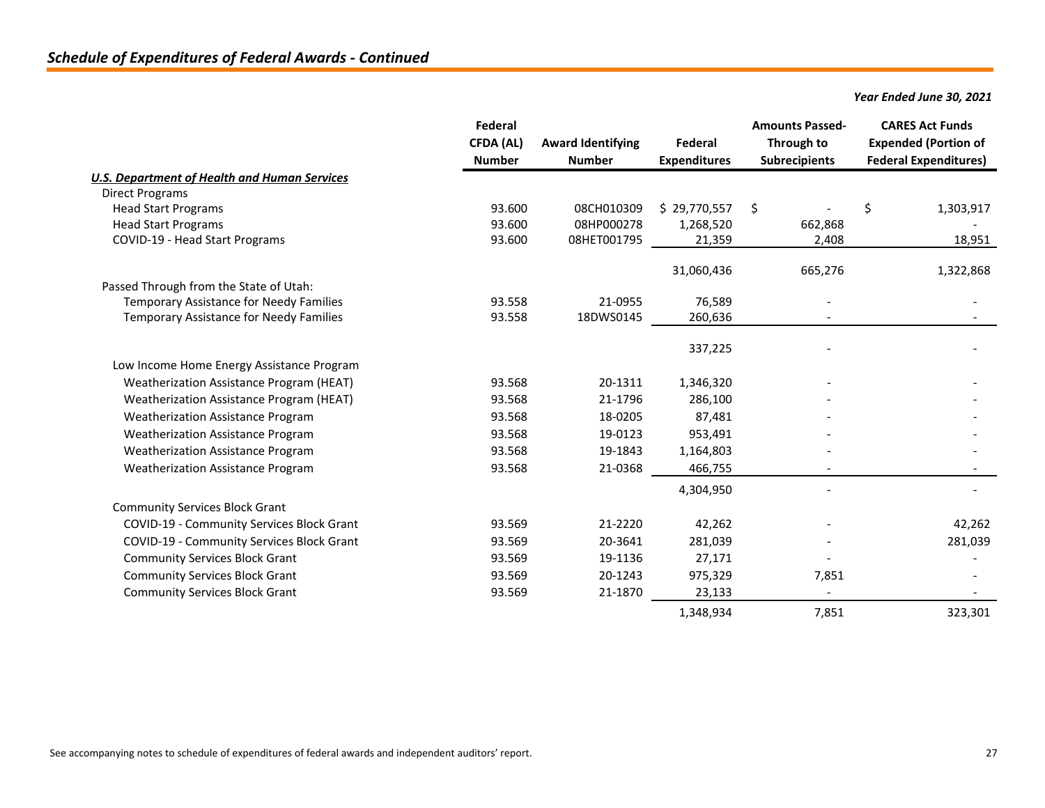## *Schedule of Expenditures of Federal Awards - Continued*

*Year Ended June 30, 2021*

| | Federal CFDA (AL) Number | Award Identifying Number | Federal Expenditures | Amounts Passed-Through to Subrecipients | CARES Act Funds Expended (Portion of Federal Expenditures) |
|---|---|---|---|---|---|
| ***U.S. Department of Health and Human Services*** | | | | | |
| Direct Programs | | | | | |
| Head Start Programs | 93.600 | 08CH010309 | $ 29,770,557 | $ - | $ 1,303,917 |
| Head Start Programs | 93.600 | 08HP000278 | 1,268,520 | 662,868 | - |
| COVID-19 - Head Start Programs | 93.600 | 08HET001795 | 21,359 | 2,408 | 18,951 |
| | | | 31,060,436 | 665,276 | 1,322,868 |
| Passed Through from the State of Utah: | | | | | |
| Temporary Assistance for Needy Families | 93.558 | 21-0955 | 76,589 | - | - |
| Temporary Assistance for Needy Families | 93.558 | 18DWS0145 | 260,636 | - | - |
| | | | 337,225 | - | - |
| Low Income Home Energy Assistance Program | | | | | |
| Weatherization Assistance Program (HEAT) | 93.568 | 20-1311 | 1,346,320 | - | - |
| Weatherization Assistance Program (HEAT) | 93.568 | 21-1796 | 286,100 | - | - |
| Weatherization Assistance Program | 93.568 | 18-0205 | 87,481 | - | - |
| Weatherization Assistance Program | 93.568 | 19-0123 | 953,491 | - | - |
| Weatherization Assistance Program | 93.568 | 19-1843 | 1,164,803 | - | - |
| Weatherization Assistance Program | 93.568 | 21-0368 | 466,755 | - | - |
| | | | 4,304,950 | - | - |
| Community Services Block Grant | | | | | |
| COVID-19 - Community Services Block Grant | 93.569 | 21-2220 | 42,262 | - | 42,262 |
| COVID-19 - Community Services Block Grant | 93.569 | 20-3641 | 281,039 | - | 281,039 |
| Community Services Block Grant | 93.569 | 19-1136 | 27,171 | - | - |
| Community Services Block Grant | 93.569 | 20-1243 | 975,329 | 7,851 | - |
| Community Services Block Grant | 93.569 | 21-1870 | 23,133 | - | - |
| | | | 1,348,934 | 7,851 | 323,301 |

See accompanying notes to schedule of expenditures of federal awards and independent auditors' report.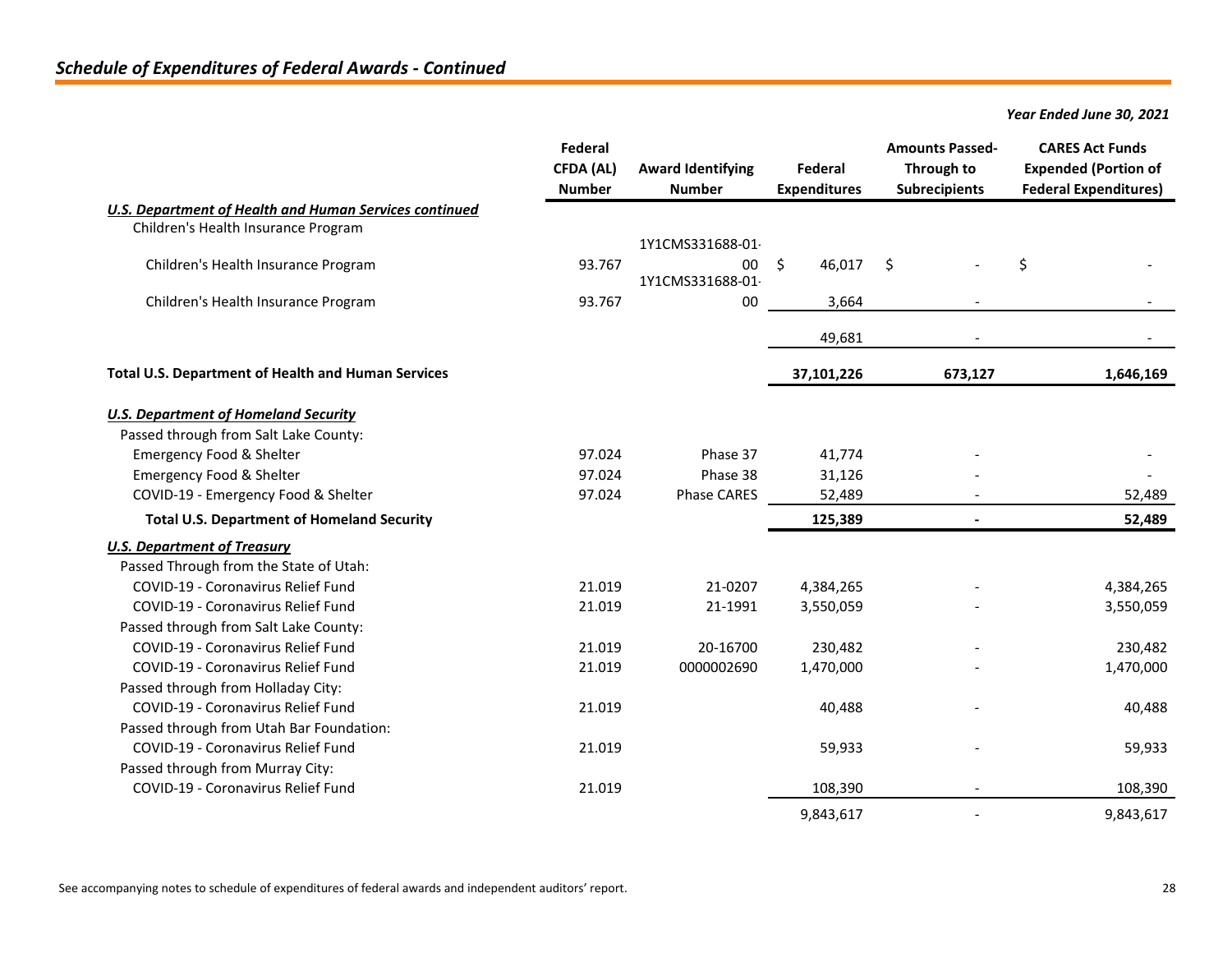## *Schedule of Expenditures of Federal Awards - Continued*

*Year Ended June 30, 2021*

| | Federal CFDA (AL) Number | Award Identifying Number | Federal Expenditures | Amounts Passed-Through to Subrecipients | CARES Act Funds Expended (Portion of Federal Expenditures) |
|---|---|---|---|---|---|
| ***U.S. Department of Health and Human Services continued*** | | | | | |
| Children's Health Insurance Program | | | | | |
| Children's Health Insurance Program | 93.767 | 1Y1CMS331688-01-00 | $ 46,017 | $ - | $ - |
| Children's Health Insurance Program | 93.767 | 1Y1CMS331688-01-00 | 3,664 | - | - |
| | | | 49,681 | - | - |
| **Total U.S. Department of Health and Human Services** | | | **37,101,226** | **673,127** | **1,646,169** |
| ***U.S. Department of Homeland Security*** | | | | | |
| Passed through from Salt Lake County: | | | | | |
| Emergency Food & Shelter | 97.024 | Phase 37 | 41,774 | - | - |
| Emergency Food & Shelter | 97.024 | Phase 38 | 31,126 | - | - |
| COVID-19 - Emergency Food & Shelter | 97.024 | Phase CARES | 52,489 | - | 52,489 |
| **Total U.S. Department of Homeland Security** | | | **125,389** | **-** | **52,489** |
| ***U.S. Department of Treasury*** | | | | | |
| Passed Through from the State of Utah: | | | | | |
| COVID-19 - Coronavirus Relief Fund | 21.019 | 21-0207 | 4,384,265 | - | 4,384,265 |
| COVID-19 - Coronavirus Relief Fund | 21.019 | 21-1991 | 3,550,059 | - | 3,550,059 |
| Passed through from Salt Lake County: | | | | | |
| COVID-19 - Coronavirus Relief Fund | 21.019 | 20-16700 | 230,482 | - | 230,482 |
| COVID-19 - Coronavirus Relief Fund | 21.019 | 0000002690 | 1,470,000 | - | 1,470,000 |
| Passed through from Holladay City: | | | | | |
| COVID-19 - Coronavirus Relief Fund | 21.019 | | 40,488 | - | 40,488 |
| Passed through from Utah Bar Foundation: | | | | | |
| COVID-19 - Coronavirus Relief Fund | 21.019 | | 59,933 | - | 59,933 |
| Passed through from Murray City: | | | | | |
| COVID-19 - Coronavirus Relief Fund | 21.019 | | 108,390 | - | 108,390 |
| | | | 9,843,617 | - | 9,843,617 |

See accompanying notes to schedule of expenditures of federal awards and independent auditors' report.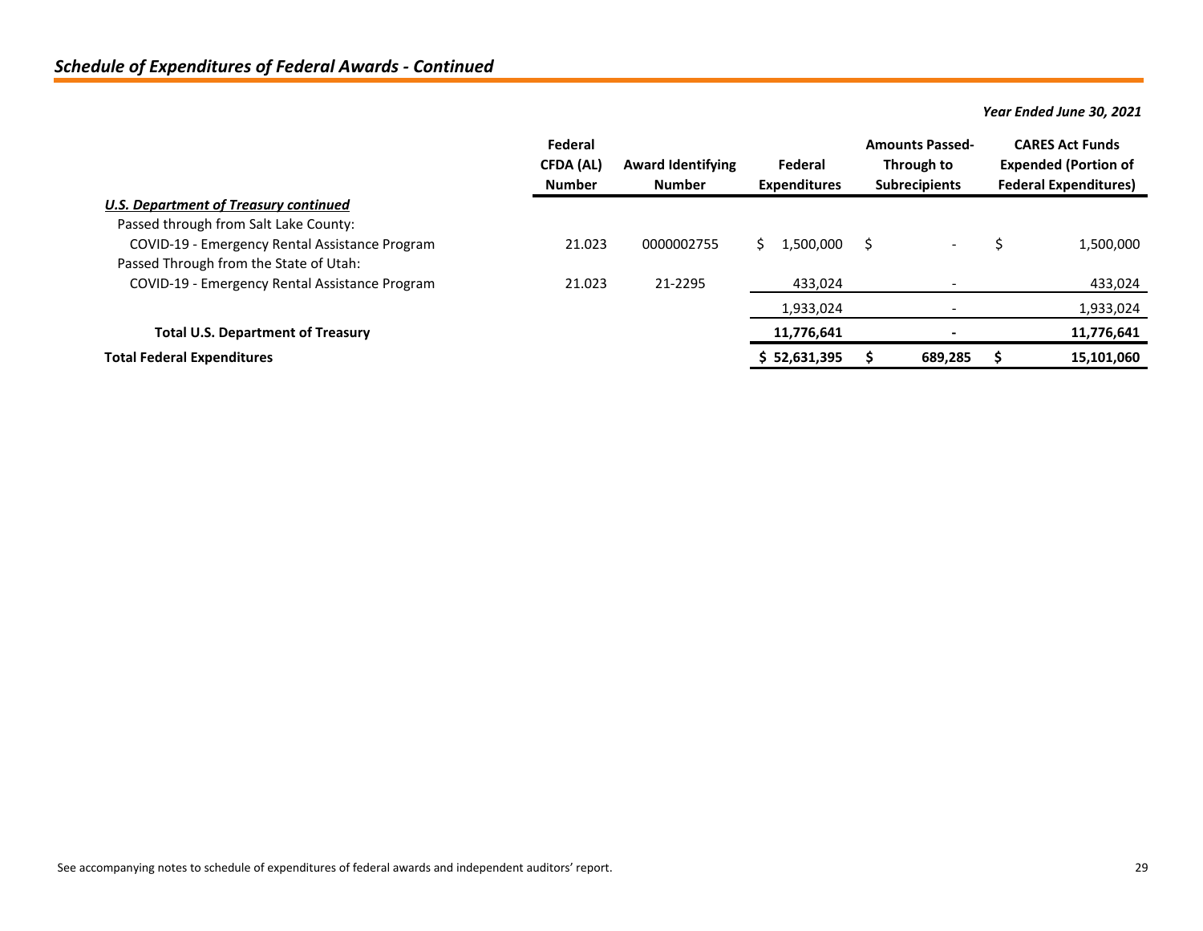## *Schedule of Expenditures of Federal Awards - Continued*

*Year Ended June 30, 2021*

| | Federal CFDA (AL) Number | Award Identifying Number | Federal Expenditures | Amounts Passed-Through to Subrecipients | CARES Act Funds Expended (Portion of Federal Expenditures) |
|---|---|---|---|---|---|
| ***U.S. Department of Treasury continued*** | | | | | |
| Passed through from Salt Lake County: | | | | | |
| COVID-19 - Emergency Rental Assistance Program | 21.023 | 0000002755 | $ 1,500,000 | $ - | $ 1,500,000 |
| Passed Through from the State of Utah: | | | | | |
| COVID-19 - Emergency Rental Assistance Program | 21.023 | 21-2295 | 433,024 | - | 433,024 |
| | | | 1,933,024 | - | 1,933,024 |
| **Total U.S. Department of Treasury** | | | **11,776,641** | **-** | **11,776,641** |
| **Total Federal Expenditures** | | | **$ 52,631,395** | **$ 689,285** | **$ 15,101,060** |

See accompanying notes to schedule of expenditures of federal awards and independent auditors' report.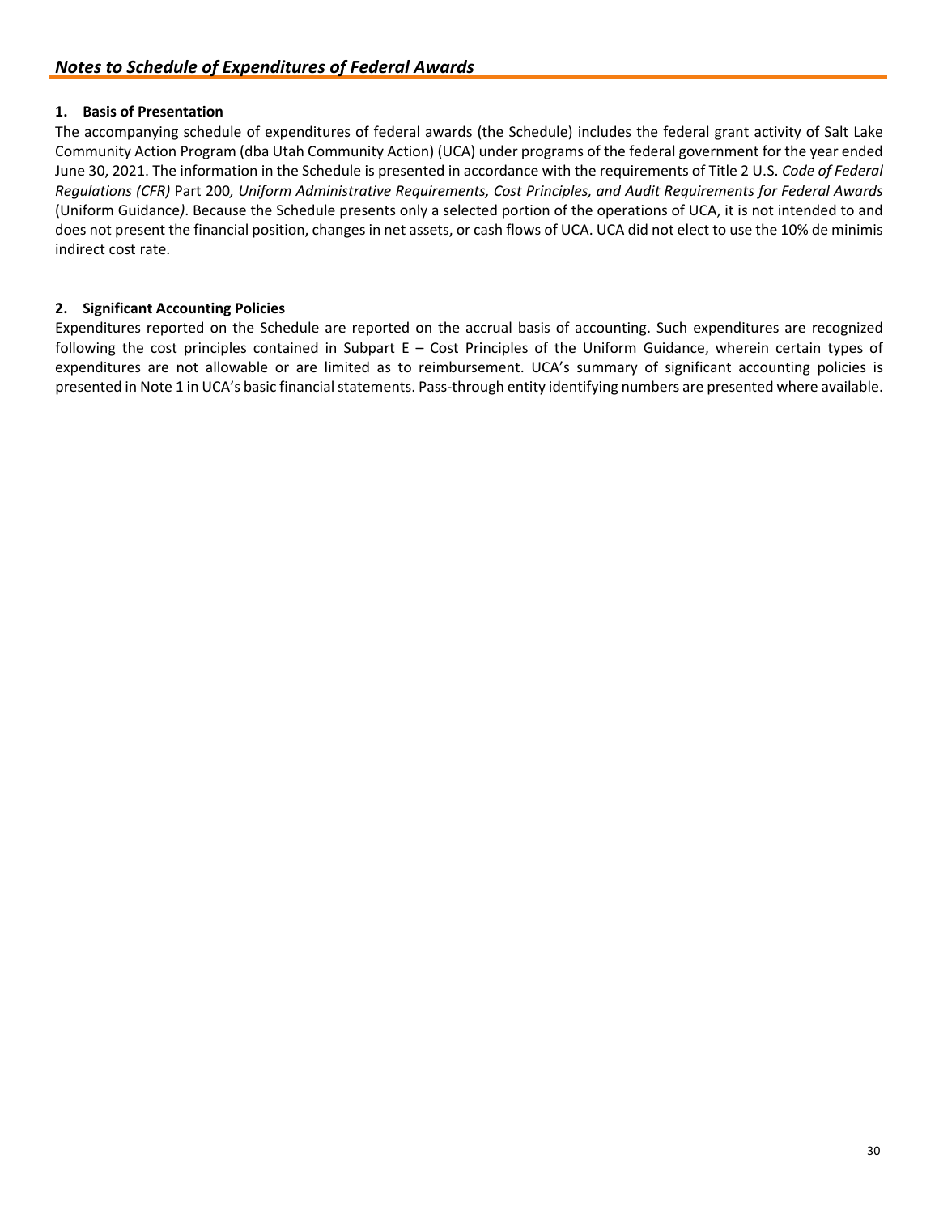## *Notes to Schedule of Expenditures of Federal Awards*

### 1. Basis of Presentation

The accompanying schedule of expenditures of federal awards (the Schedule) includes the federal grant activity of Salt Lake Community Action Program (dba Utah Community Action) (UCA) under programs of the federal government for the year ended June 30, 2021. The information in the Schedule is presented in accordance with the requirements of Title 2 U.S. *Code of Federal Regulations (CFR)* Part 200*, Uniform Administrative Requirements, Cost Principles, and Audit Requirements for Federal Awards* (Uniform Guidance*)*. Because the Schedule presents only a selected portion of the operations of UCA, it is not intended to and does not present the financial position, changes in net assets, or cash flows of UCA. UCA did not elect to use the 10% de minimis indirect cost rate.

### 2. Significant Accounting Policies

Expenditures reported on the Schedule are reported on the accrual basis of accounting. Such expenditures are recognized following the cost principles contained in Subpart E – Cost Principles of the Uniform Guidance, wherein certain types of expenditures are not allowable or are limited as to reimbursement. UCA's summary of significant accounting policies is presented in Note 1 in UCA's basic financial statements. Pass-through entity identifying numbers are presented where available.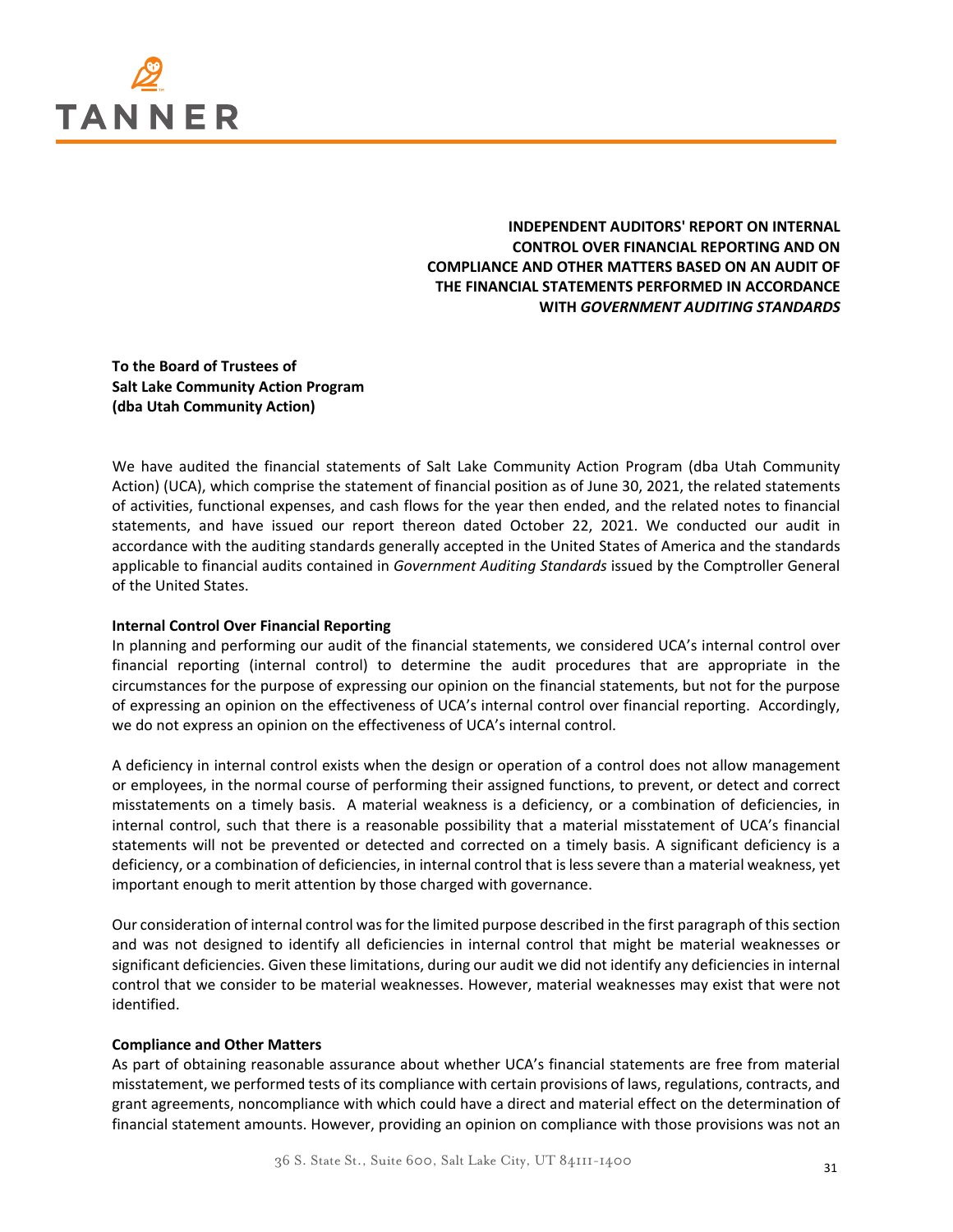# INDEPENDENT AUDITORS' REPORT ON INTERNAL CONTROL OVER FINANCIAL REPORTING AND ON COMPLIANCE AND OTHER MATTERS BASED ON AN AUDIT OF THE FINANCIAL STATEMENTS PERFORMED IN ACCORDANCE WITH *GOVERNMENT AUDITING STANDARDS*

**To the Board of Trustees of**
**Salt Lake Community Action Program**
**(dba Utah Community Action)**

We have audited the financial statements of Salt Lake Community Action Program (dba Utah Community Action) (UCA), which comprise the statement of financial position as of June 30, 2021, the related statements of activities, functional expenses, and cash flows for the year then ended, and the related notes to financial statements, and have issued our report thereon dated October 22, 2021. We conducted our audit in accordance with the auditing standards generally accepted in the United States of America and the standards applicable to financial audits contained in *Government Auditing Standards* issued by the Comptroller General of the United States.

**Internal Control Over Financial Reporting**

In planning and performing our audit of the financial statements, we considered UCA's internal control over financial reporting (internal control) to determine the audit procedures that are appropriate in the circumstances for the purpose of expressing our opinion on the financial statements, but not for the purpose of expressing an opinion on the effectiveness of UCA's internal control over financial reporting. Accordingly, we do not express an opinion on the effectiveness of UCA's internal control.

A deficiency in internal control exists when the design or operation of a control does not allow management or employees, in the normal course of performing their assigned functions, to prevent, or detect and correct misstatements on a timely basis. A material weakness is a deficiency, or a combination of deficiencies, in internal control, such that there is a reasonable possibility that a material misstatement of UCA's financial statements will not be prevented or detected and corrected on a timely basis. A significant deficiency is a deficiency, or a combination of deficiencies, in internal control that is less severe than a material weakness, yet important enough to merit attention by those charged with governance.

Our consideration of internal control was for the limited purpose described in the first paragraph of this section and was not designed to identify all deficiencies in internal control that might be material weaknesses or significant deficiencies. Given these limitations, during our audit we did not identify any deficiencies in internal control that we consider to be material weaknesses. However, material weaknesses may exist that were not identified.

**Compliance and Other Matters**

As part of obtaining reasonable assurance about whether UCA's financial statements are free from material misstatement, we performed tests of its compliance with certain provisions of laws, regulations, contracts, and grant agreements, noncompliance with which could have a direct and material effect on the determination of financial statement amounts. However, providing an opinion on compliance with those provisions was not an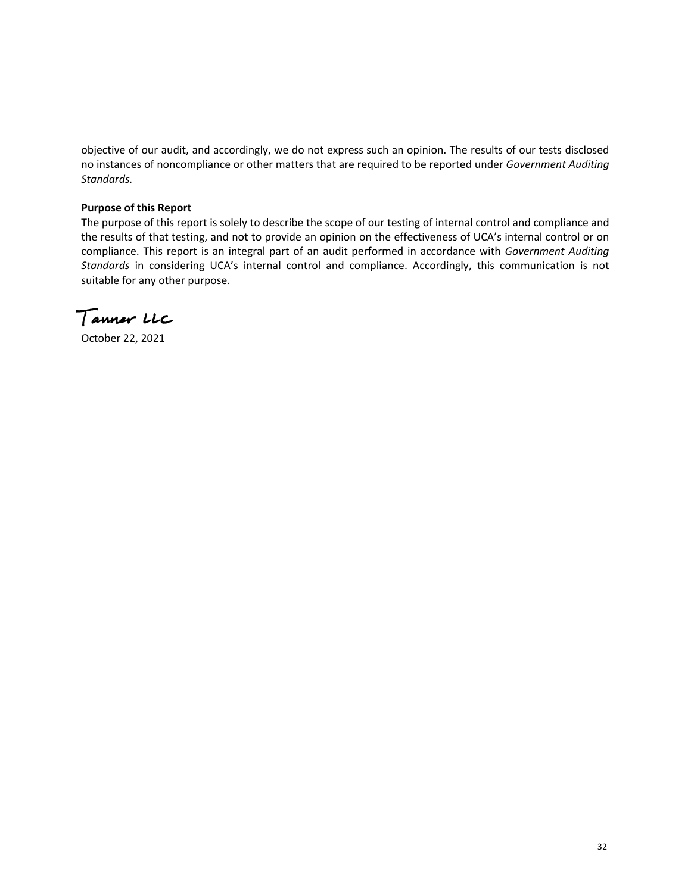objective of our audit, and accordingly, we do not express such an opinion. The results of our tests disclosed no instances of noncompliance or other matters that are required to be reported under *Government Auditing Standards.*

**Purpose of this Report**

The purpose of this report is solely to describe the scope of our testing of internal control and compliance and the results of that testing, and not to provide an opinion on the effectiveness of UCA's internal control or on compliance. This report is an integral part of an audit performed in accordance with *Government Auditing Standards* in considering UCA's internal control and compliance. Accordingly, this communication is not suitable for any other purpose.

Tanner LLC

October 22, 2021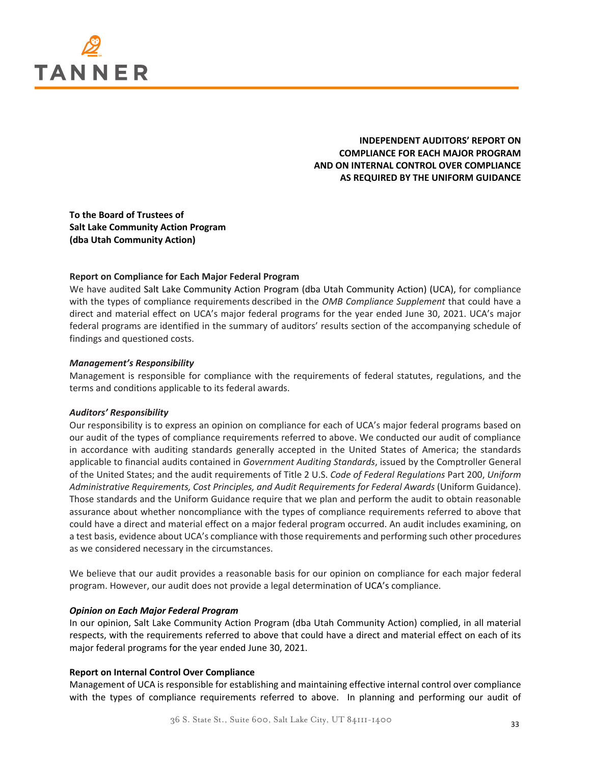# INDEPENDENT AUDITORS' REPORT ON COMPLIANCE FOR EACH MAJOR PROGRAM AND ON INTERNAL CONTROL OVER COMPLIANCE AS REQUIRED BY THE UNIFORM GUIDANCE

**To the Board of Trustees of**
**Salt Lake Community Action Program**
**(dba Utah Community Action)**

## Report on Compliance for Each Major Federal Program

We have audited Salt Lake Community Action Program (dba Utah Community Action) (UCA), for compliance with the types of compliance requirements described in the *OMB Compliance Supplement* that could have a direct and material effect on UCA's major federal programs for the year ended June 30, 2021. UCA's major federal programs are identified in the summary of auditors' results section of the accompanying schedule of findings and questioned costs.

### *Management's Responsibility*

Management is responsible for compliance with the requirements of federal statutes, regulations, and the terms and conditions applicable to its federal awards.

### *Auditors' Responsibility*

Our responsibility is to express an opinion on compliance for each of UCA's major federal programs based on our audit of the types of compliance requirements referred to above. We conducted our audit of compliance in accordance with auditing standards generally accepted in the United States of America; the standards applicable to financial audits contained in *Government Auditing Standards*, issued by the Comptroller General of the United States; and the audit requirements of Title 2 U.S. *Code of Federal Regulations* Part 200, *Uniform Administrative Requirements, Cost Principles, and Audit Requirements for Federal Awards* (Uniform Guidance). Those standards and the Uniform Guidance require that we plan and perform the audit to obtain reasonable assurance about whether noncompliance with the types of compliance requirements referred to above that could have a direct and material effect on a major federal program occurred. An audit includes examining, on a test basis, evidence about UCA's compliance with those requirements and performing such other procedures as we considered necessary in the circumstances.

We believe that our audit provides a reasonable basis for our opinion on compliance for each major federal program. However, our audit does not provide a legal determination of UCA's compliance.

### *Opinion on Each Major Federal Program*

In our opinion, Salt Lake Community Action Program (dba Utah Community Action) complied, in all material respects, with the requirements referred to above that could have a direct and material effect on each of its major federal programs for the year ended June 30, 2021.

## Report on Internal Control Over Compliance

Management of UCA is responsible for establishing and maintaining effective internal control over compliance with the types of compliance requirements referred to above. In planning and performing our audit of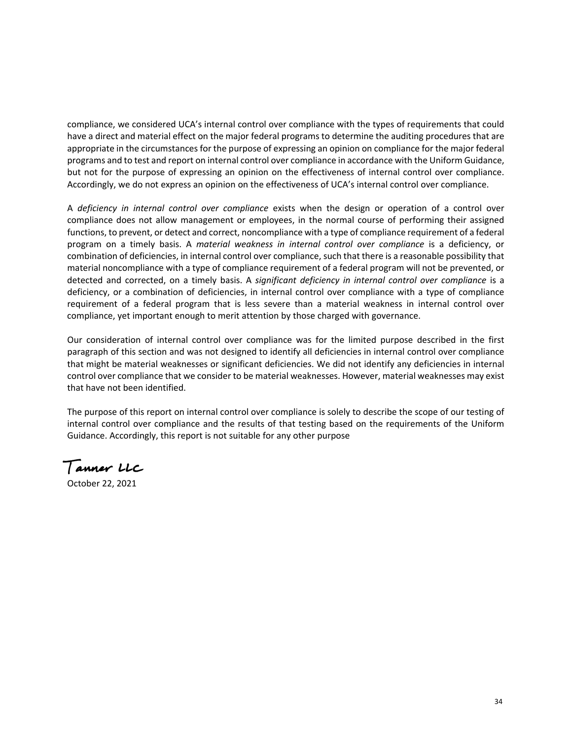compliance, we considered UCA's internal control over compliance with the types of requirements that could have a direct and material effect on the major federal programs to determine the auditing procedures that are appropriate in the circumstances for the purpose of expressing an opinion on compliance for the major federal programs and to test and report on internal control over compliance in accordance with the Uniform Guidance, but not for the purpose of expressing an opinion on the effectiveness of internal control over compliance. Accordingly, we do not express an opinion on the effectiveness of UCA's internal control over compliance.

A *deficiency in internal control over compliance* exists when the design or operation of a control over compliance does not allow management or employees, in the normal course of performing their assigned functions, to prevent, or detect and correct, noncompliance with a type of compliance requirement of a federal program on a timely basis. A *material weakness in internal control over compliance* is a deficiency, or combination of deficiencies, in internal control over compliance, such that there is a reasonable possibility that material noncompliance with a type of compliance requirement of a federal program will not be prevented, or detected and corrected, on a timely basis. A *significant deficiency in internal control over compliance* is a deficiency, or a combination of deficiencies, in internal control over compliance with a type of compliance requirement of a federal program that is less severe than a material weakness in internal control over compliance, yet important enough to merit attention by those charged with governance.

Our consideration of internal control over compliance was for the limited purpose described in the first paragraph of this section and was not designed to identify all deficiencies in internal control over compliance that might be material weaknesses or significant deficiencies. We did not identify any deficiencies in internal control over compliance that we consider to be material weaknesses. However, material weaknesses may exist that have not been identified.

The purpose of this report on internal control over compliance is solely to describe the scope of our testing of internal control over compliance and the results of that testing based on the requirements of the Uniform Guidance. Accordingly, this report is not suitable for any other purpose

Tanner LLC

October 22, 2021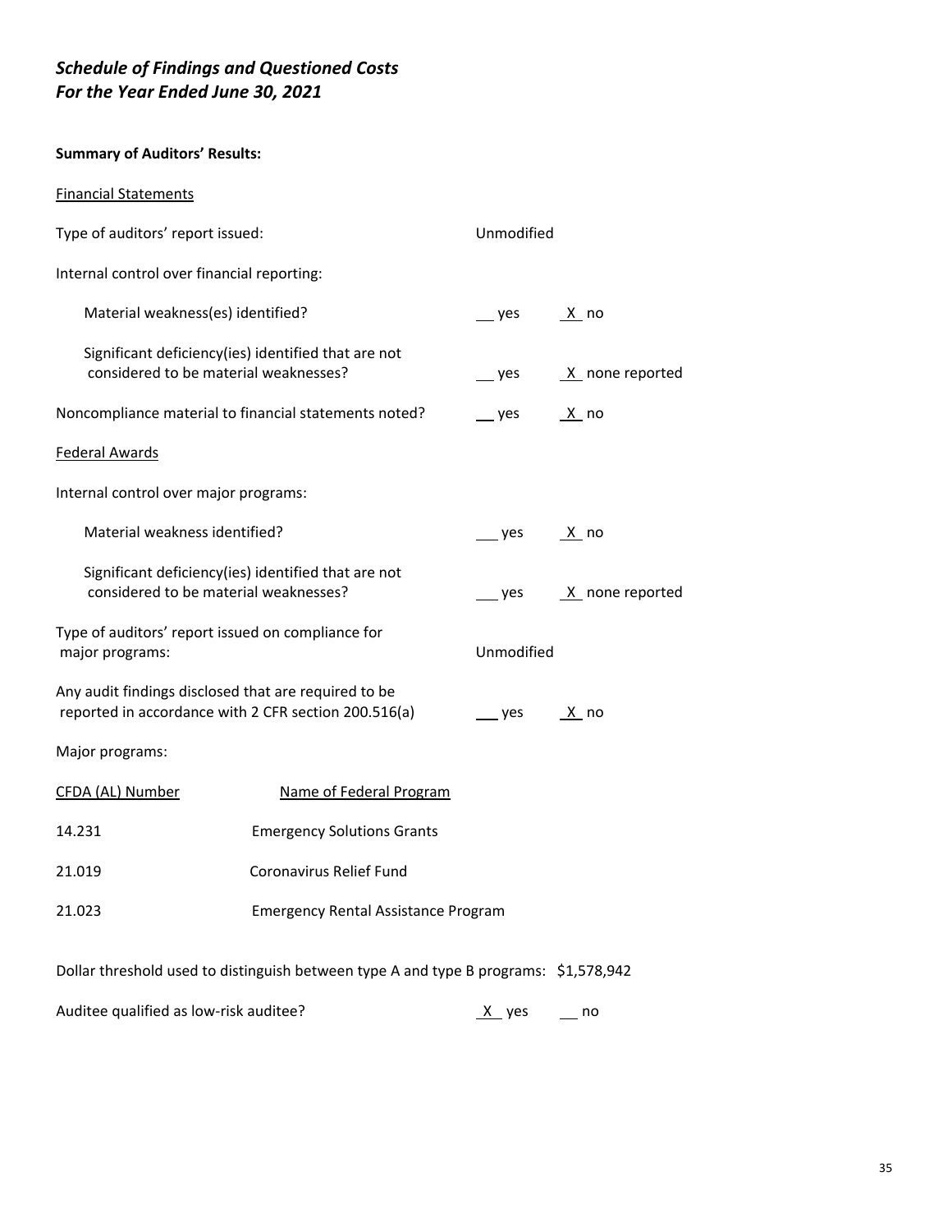# *Schedule of Findings and Questioned Costs*
# *For the Year Ended June 30, 2021*

**Summary of Auditors' Results:**

Financial Statements

Type of auditors' report issued: Unmodified

Internal control over financial reporting:

- Material weakness(es) identified? ___ yes _X_ no
- Significant deficiency(ies) identified that are not considered to be material weaknesses? ___ yes _X_ none reported

Noncompliance material to financial statements noted? ___ yes _X_ no

Federal Awards

Internal control over major programs:

- Material weakness identified? ___ yes _X_ no
- Significant deficiency(ies) identified that are not considered to be material weaknesses? ___ yes _X_ none reported

Type of auditors' report issued on compliance for major programs: Unmodified

Any audit findings disclosed that are required to be reported in accordance with 2 CFR section 200.516(a) ___ yes _X_ no

Major programs:

| CFDA (AL) Number | Name of Federal Program |
|---|---|
| 14.231 | Emergency Solutions Grants |
| 21.019 | Coronavirus Relief Fund |
| 21.023 | Emergency Rental Assistance Program |

Dollar threshold used to distinguish between type A and type B programs: $1,578,942

Auditee qualified as low-risk auditee? _X_ yes ___ no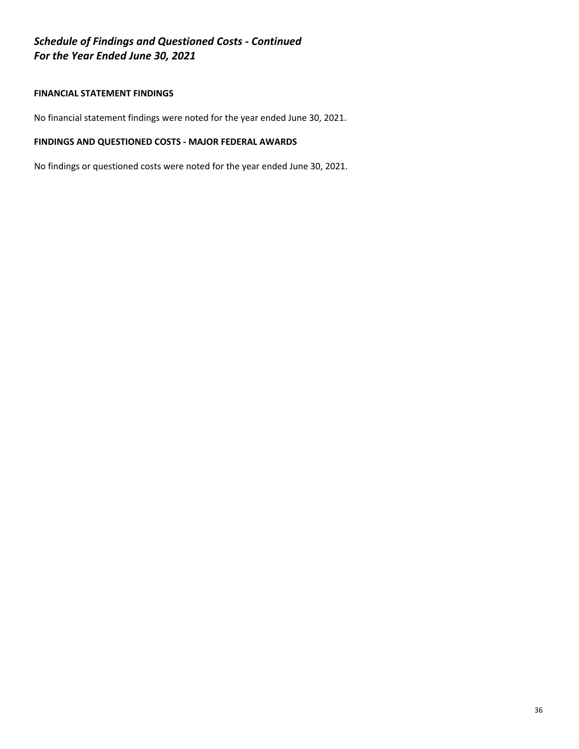# *Schedule of Findings and Questioned Costs - Continued*
# *For the Year Ended June 30, 2021*

**FINANCIAL STATEMENT FINDINGS**

No financial statement findings were noted for the year ended June 30, 2021.

**FINDINGS AND QUESTIONED COSTS - MAJOR FEDERAL AWARDS**

No findings or questioned costs were noted for the year ended June 30, 2021.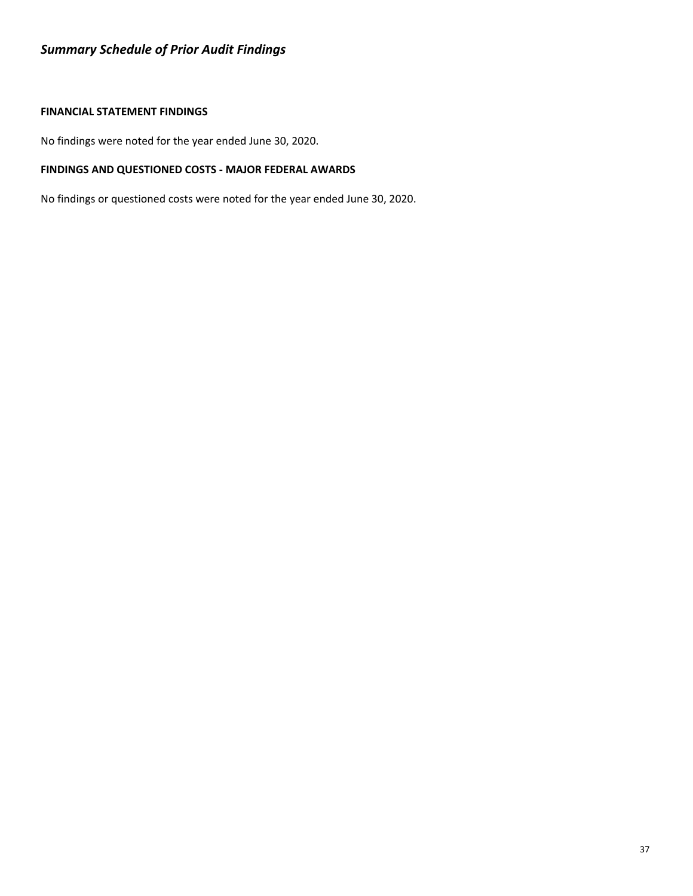# *Summary Schedule of Prior Audit Findings*

**FINANCIAL STATEMENT FINDINGS**

No findings were noted for the year ended June 30, 2020.

**FINDINGS AND QUESTIONED COSTS - MAJOR FEDERAL AWARDS**

No findings or questioned costs were noted for the year ended June 30, 2020.